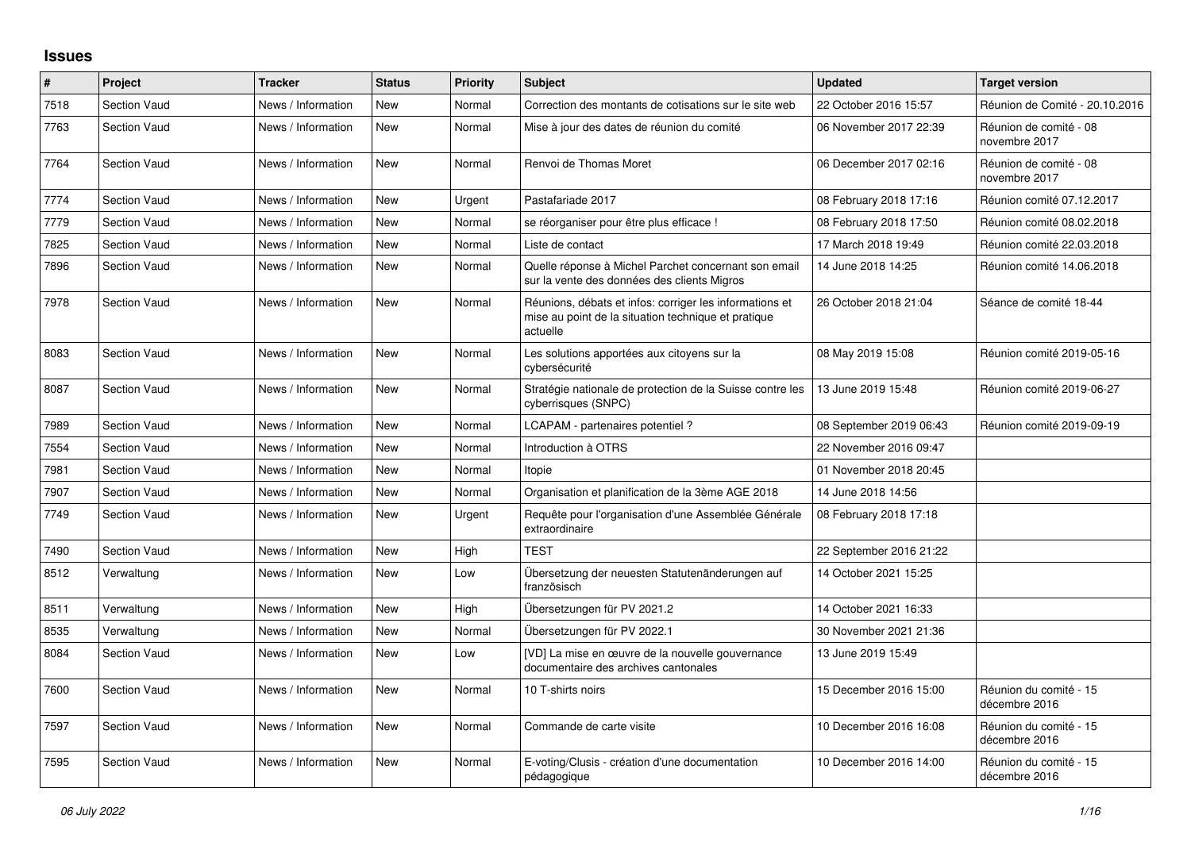## Issues

| # | Project | Tracker | Status | Priority | Subject | Updated | Target version |
|---|---|---|---|---|---|---|---|
| 7518 | Section Vaud | News / Information | New | Normal | Correction des montants de cotisations sur le site web | 22 October 2016 15:57 | Réunion de Comité - 20.10.2016 |
| 7763 | Section Vaud | News / Information | New | Normal | Mise à jour des dates de réunion du comité | 06 November 2017 22:39 | Réunion de comité - 08 novembre 2017 |
| 7764 | Section Vaud | News / Information | New | Normal | Renvoi de Thomas Moret | 06 December 2017 02:16 | Réunion de comité - 08 novembre 2017 |
| 7774 | Section Vaud | News / Information | New | Urgent | Pastafariade 2017 | 08 February 2018 17:16 | Réunion comité 07.12.2017 |
| 7779 | Section Vaud | News / Information | New | Normal | se réorganiser pour être plus efficace ! | 08 February 2018 17:50 | Réunion comité 08.02.2018 |
| 7825 | Section Vaud | News / Information | New | Normal | Liste de contact | 17 March 2018 19:49 | Réunion comité 22.03.2018 |
| 7896 | Section Vaud | News / Information | New | Normal | Quelle réponse à Michel Parchet concernant son email sur la vente des données des clients Migros | 14 June 2018 14:25 | Réunion comité 14.06.2018 |
| 7978 | Section Vaud | News / Information | New | Normal | Réunions, débats et infos: corriger les informations et mise au point de la situation technique et pratique actuelle | 26 October 2018 21:04 | Séance de comité 18-44 |
| 8083 | Section Vaud | News / Information | New | Normal | Les solutions apportées aux citoyens sur la cybersécurité | 08 May 2019 15:08 | Réunion comité 2019-05-16 |
| 8087 | Section Vaud | News / Information | New | Normal | Stratégie nationale de protection de la Suisse contre les cyberrisques (SNPC) | 13 June 2019 15:48 | Réunion comité 2019-06-27 |
| 7989 | Section Vaud | News / Information | New | Normal | LCAPAM - partenaires potentiel ? | 08 September 2019 06:43 | Réunion comité 2019-09-19 |
| 7554 | Section Vaud | News / Information | New | Normal | Introduction à OTRS | 22 November 2016 09:47 | |
| 7981 | Section Vaud | News / Information | New | Normal | Itopie | 01 November 2018 20:45 | |
| 7907 | Section Vaud | News / Information | New | Normal | Organisation et planification de la 3ème AGE 2018 | 14 June 2018 14:56 | |
| 7749 | Section Vaud | News / Information | New | Urgent | Requête pour l'organisation d'une Assemblée Générale extraordinaire | 08 February 2018 17:18 | |
| 7490 | Section Vaud | News / Information | New | High | TEST | 22 September 2016 21:22 | |
| 8512 | Verwaltung | News / Information | New | Low | Übersetzung der neuesten Statutenänderungen auf französisch | 14 October 2021 15:25 | |
| 8511 | Verwaltung | News / Information | New | High | Übersetzungen für PV 2021.2 | 14 October 2021 16:33 | |
| 8535 | Verwaltung | News / Information | New | Normal | Übersetzungen für PV 2022.1 | 30 November 2021 21:36 | |
| 8084 | Section Vaud | News / Information | New | Low | [VD] La mise en œuvre de la nouvelle gouvernance documentaire des archives cantonales | 13 June 2019 15:49 | |
| 7600 | Section Vaud | News / Information | New | Normal | 10 T-shirts noirs | 15 December 2016 15:00 | Réunion du comité - 15 décembre 2016 |
| 7597 | Section Vaud | News / Information | New | Normal | Commande de carte visite | 10 December 2016 16:08 | Réunion du comité - 15 décembre 2016 |
| 7595 | Section Vaud | News / Information | New | Normal | E-voting/Clusis - création d'une documentation pédagogique | 10 December 2016 14:00 | Réunion du comité - 15 décembre 2016 |

*06 July 2022*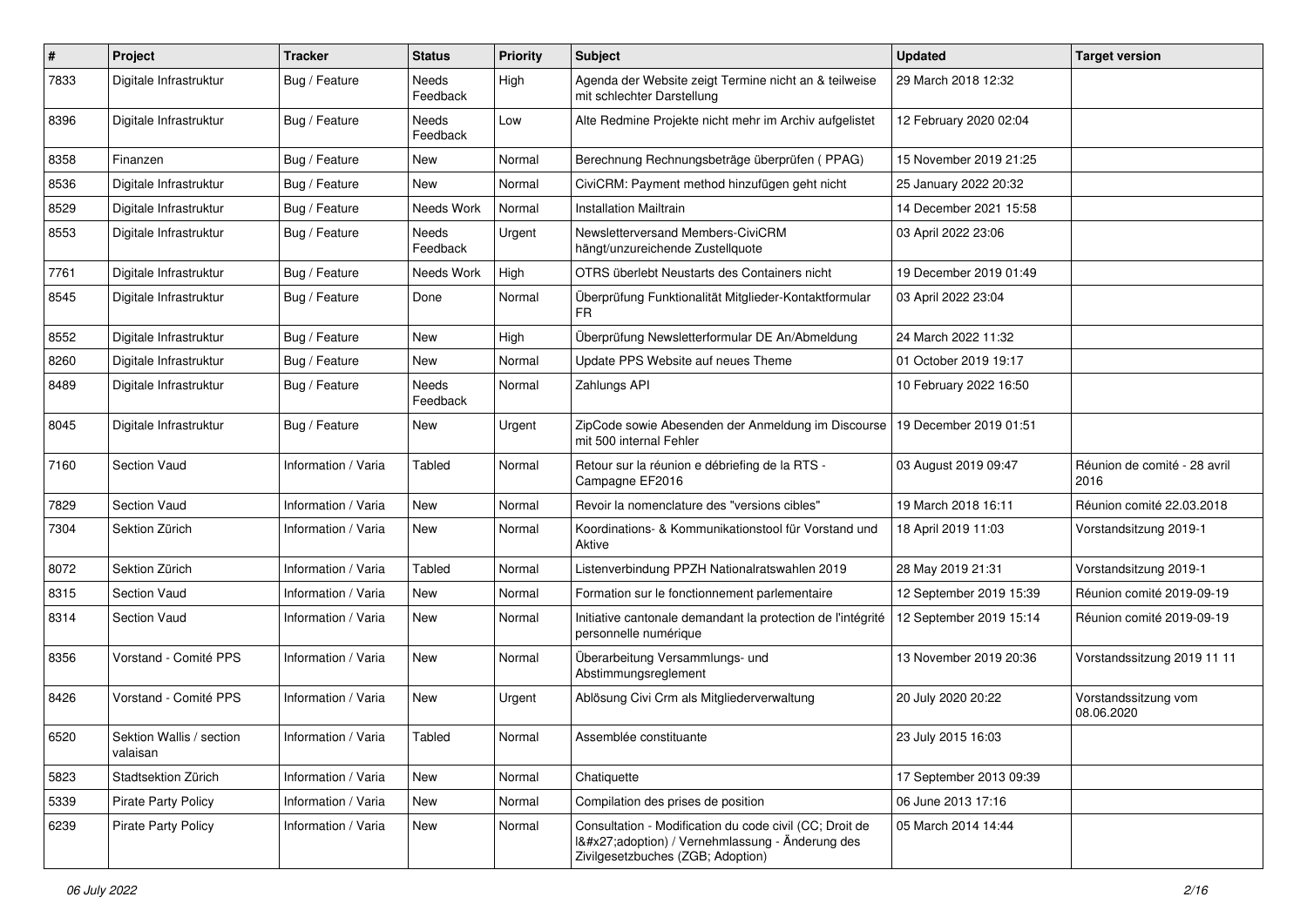| # | Project | Tracker | Status | Priority | Subject | Updated | Target version |
|---|---|---|---|---|---|---|---|
| 7833 | Digitale Infrastruktur | Bug / Feature | Needs Feedback | High | Agenda der Website zeigt Termine nicht an & teilweise mit schlechter Darstellung | 29 March 2018 12:32 | |
| 8396 | Digitale Infrastruktur | Bug / Feature | Needs Feedback | Low | Alte Redmine Projekte nicht mehr im Archiv aufgelistet | 12 February 2020 02:04 | |
| 8358 | Finanzen | Bug / Feature | New | Normal | Berechnung Rechnungsbeträge überprüfen ( PPAG) | 15 November 2019 21:25 | |
| 8536 | Digitale Infrastruktur | Bug / Feature | New | Normal | CiviCRM: Payment method hinzufügen geht nicht | 25 January 2022 20:32 | |
| 8529 | Digitale Infrastruktur | Bug / Feature | Needs Work | Normal | Installation Mailtrain | 14 December 2021 15:58 | |
| 8553 | Digitale Infrastruktur | Bug / Feature | Needs Feedback | Urgent | Newsletterversand Members-CiviCRM hängt/unzureichende Zustellquote | 03 April 2022 23:06 | |
| 7761 | Digitale Infrastruktur | Bug / Feature | Needs Work | High | OTRS überlebt Neustarts des Containers nicht | 19 December 2019 01:49 | |
| 8545 | Digitale Infrastruktur | Bug / Feature | Done | Normal | Überprüfung Funktionalität Mitglieder-Kontaktformular FR | 03 April 2022 23:04 | |
| 8552 | Digitale Infrastruktur | Bug / Feature | New | High | Überprüfung Newsletterformular DE An/Abmeldung | 24 March 2022 11:32 | |
| 8260 | Digitale Infrastruktur | Bug / Feature | New | Normal | Update PPS Website auf neues Theme | 01 October 2019 19:17 | |
| 8489 | Digitale Infrastruktur | Bug / Feature | Needs Feedback | Normal | Zahlungs API | 10 February 2022 16:50 | |
| 8045 | Digitale Infrastruktur | Bug / Feature | New | Urgent | ZipCode sowie Abesenden der Anmeldung im Discourse mit 500 internal Fehler | 19 December 2019 01:51 | |
| 7160 | Section Vaud | Information / Varia | Tabled | Normal | Retour sur la réunion e débriefing de la RTS - Campagne EF2016 | 03 August 2019 09:47 | Réunion de comité - 28 avril 2016 |
| 7829 | Section Vaud | Information / Varia | New | Normal | Revoir la nomenclature des "versions cibles" | 19 March 2018 16:11 | Réunion comité 22.03.2018 |
| 7304 | Sektion Zürich | Information / Varia | New | Normal | Koordinations- & Kommunikationstool für Vorstand und Aktive | 18 April 2019 11:03 | Vorstandsitzung 2019-1 |
| 8072 | Sektion Zürich | Information / Varia | Tabled | Normal | Listenverbindung PPZH Nationalratswahlen 2019 | 28 May 2019 21:31 | Vorstandsitzung 2019-1 |
| 8315 | Section Vaud | Information / Varia | New | Normal | Formation sur le fonctionnement parlementaire | 12 September 2019 15:39 | Réunion comité 2019-09-19 |
| 8314 | Section Vaud | Information / Varia | New | Normal | Initiative cantonale demandant la protection de l'intégrité personnelle numérique | 12 September 2019 15:14 | Réunion comité 2019-09-19 |
| 8356 | Vorstand - Comité PPS | Information / Varia | New | Normal | Überarbeitung Versammlungs- und Abstimmungsreglement | 13 November 2019 20:36 | Vorstandssitzung 2019 11 11 |
| 8426 | Vorstand - Comité PPS | Information / Varia | New | Urgent | Ablösung Civi Crm als Mitgliederverwaltung | 20 July 2020 20:22 | Vorstandssitzung vom 08.06.2020 |
| 6520 | Sektion Wallis / section valaisan | Information / Varia | Tabled | Normal | Assemblée constituante | 23 July 2015 16:03 | |
| 5823 | Stadtsektion Zürich | Information / Varia | New | Normal | Chatiquette | 17 September 2013 09:39 | |
| 5339 | Pirate Party Policy | Information / Varia | New | Normal | Compilation des prises de position | 06 June 2013 17:16 | |
| 6239 | Pirate Party Policy | Information / Varia | New | Normal | Consultation - Modification du code civil (CC; Droit de l&#x27;adoption) / Vernehmlassung - Änderung des Zivilgesetzbuches (ZGB; Adoption) | 05 March 2014 14:44 | |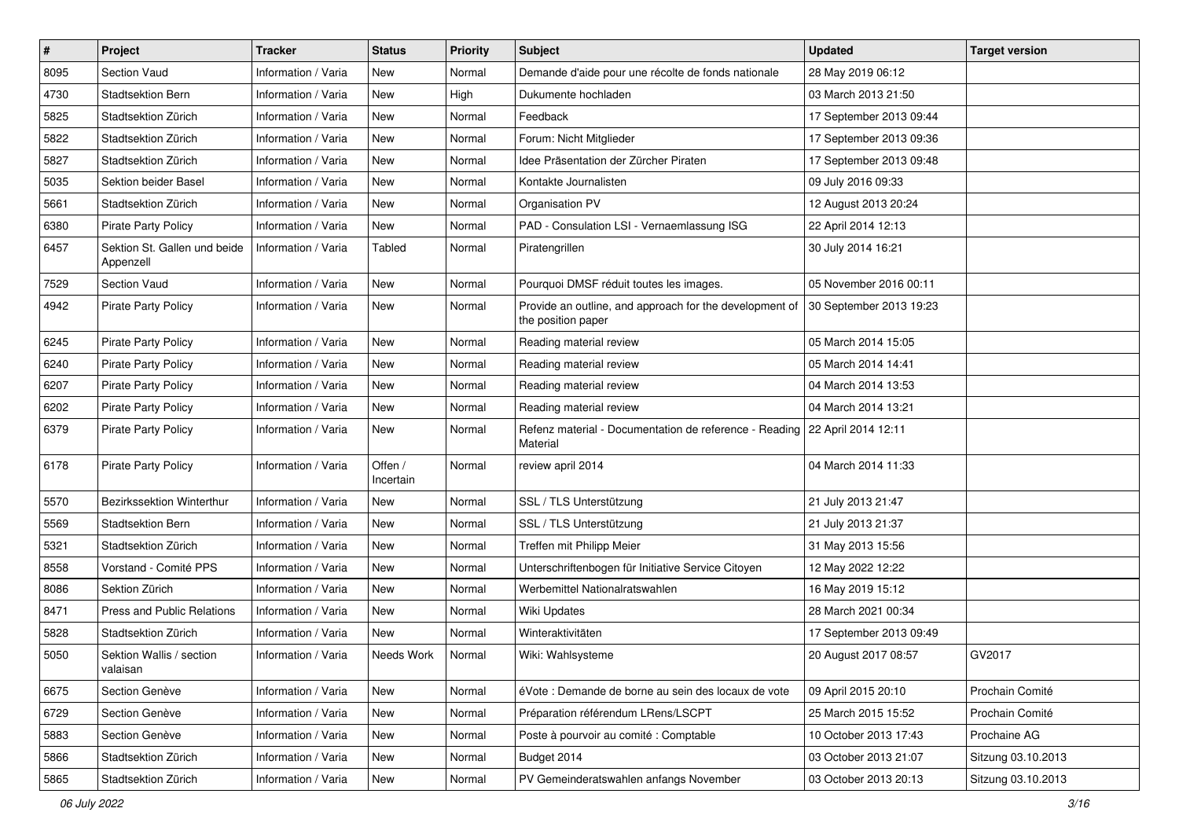| # | Project | Tracker | Status | Priority | Subject | Updated | Target version |
|---|---|---|---|---|---|---|---|
| 8095 | Section Vaud | Information / Varia | New | Normal | Demande d'aide pour une récolte de fonds nationale | 28 May 2019 06:12 | |
| 4730 | Stadtsektion Bern | Information / Varia | New | High | Dukumente hochladen | 03 March 2013 21:50 | |
| 5825 | Stadtsektion Zürich | Information / Varia | New | Normal | Feedback | 17 September 2013 09:44 | |
| 5822 | Stadtsektion Zürich | Information / Varia | New | Normal | Forum: Nicht Mitglieder | 17 September 2013 09:36 | |
| 5827 | Stadtsektion Zürich | Information / Varia | New | Normal | Idee Präsentation der Zürcher Piraten | 17 September 2013 09:48 | |
| 5035 | Sektion beider Basel | Information / Varia | New | Normal | Kontakte Journalisten | 09 July 2016 09:33 | |
| 5661 | Stadtsektion Zürich | Information / Varia | New | Normal | Organisation PV | 12 August 2013 20:24 | |
| 6380 | Pirate Party Policy | Information / Varia | New | Normal | PAD - Consulation LSI - Vernaemlassung ISG | 22 April 2014 12:13 | |
| 6457 | Sektion St. Gallen und beide Appenzell | Information / Varia | Tabled | Normal | Piratengrillen | 30 July 2014 16:21 | |
| 7529 | Section Vaud | Information / Varia | New | Normal | Pourquoi DMSF réduit toutes les images. | 05 November 2016 00:11 | |
| 4942 | Pirate Party Policy | Information / Varia | New | Normal | Provide an outline, and approach for the development of the position paper | 30 September 2013 19:23 | |
| 6245 | Pirate Party Policy | Information / Varia | New | Normal | Reading material review | 05 March 2014 15:05 | |
| 6240 | Pirate Party Policy | Information / Varia | New | Normal | Reading material review | 05 March 2014 14:41 | |
| 6207 | Pirate Party Policy | Information / Varia | New | Normal | Reading material review | 04 March 2014 13:53 | |
| 6202 | Pirate Party Policy | Information / Varia | New | Normal | Reading material review | 04 March 2014 13:21 | |
| 6379 | Pirate Party Policy | Information / Varia | New | Normal | Refenz material - Documentation de reference - Reading Material | 22 April 2014 12:11 | |
| 6178 | Pirate Party Policy | Information / Varia | Offen / Incertain | Normal | review april 2014 | 04 March 2014 11:33 | |
| 5570 | Bezirkssektion Winterthur | Information / Varia | New | Normal | SSL / TLS Unterstützung | 21 July 2013 21:47 | |
| 5569 | Stadtsektion Bern | Information / Varia | New | Normal | SSL / TLS Unterstützung | 21 July 2013 21:37 | |
| 5321 | Stadtsektion Zürich | Information / Varia | New | Normal | Treffen mit Philipp Meier | 31 May 2013 15:56 | |
| 8558 | Vorstand - Comité PPS | Information / Varia | New | Normal | Unterschriftenbogen für Initiative Service Citoyen | 12 May 2022 12:22 | |
| 8086 | Sektion Zürich | Information / Varia | New | Normal | Werbemittel Nationalratswahlen | 16 May 2019 15:12 | |
| 8471 | Press and Public Relations | Information / Varia | New | Normal | Wiki Updates | 28 March 2021 00:34 | |
| 5828 | Stadtsektion Zürich | Information / Varia | New | Normal | Winteraktivitäten | 17 September 2013 09:49 | |
| 5050 | Sektion Wallis / section valaisan | Information / Varia | Needs Work | Normal | Wiki: Wahlsysteme | 20 August 2017 08:57 | GV2017 |
| 6675 | Section Genève | Information / Varia | New | Normal | éVote : Demande de borne au sein des locaux de vote | 09 April 2015 20:10 | Prochain Comité |
| 6729 | Section Genève | Information / Varia | New | Normal | Préparation référendum LRens/LSCPT | 25 March 2015 15:52 | Prochain Comité |
| 5883 | Section Genève | Information / Varia | New | Normal | Poste à pourvoir au comité : Comptable | 10 October 2013 17:43 | Prochaine AG |
| 5866 | Stadtsektion Zürich | Information / Varia | New | Normal | Budget 2014 | 03 October 2013 21:07 | Sitzung 03.10.2013 |
| 5865 | Stadtsektion Zürich | Information / Varia | New | Normal | PV Gemeinderatswahlen anfangs November | 03 October 2013 20:13 | Sitzung 03.10.2013 |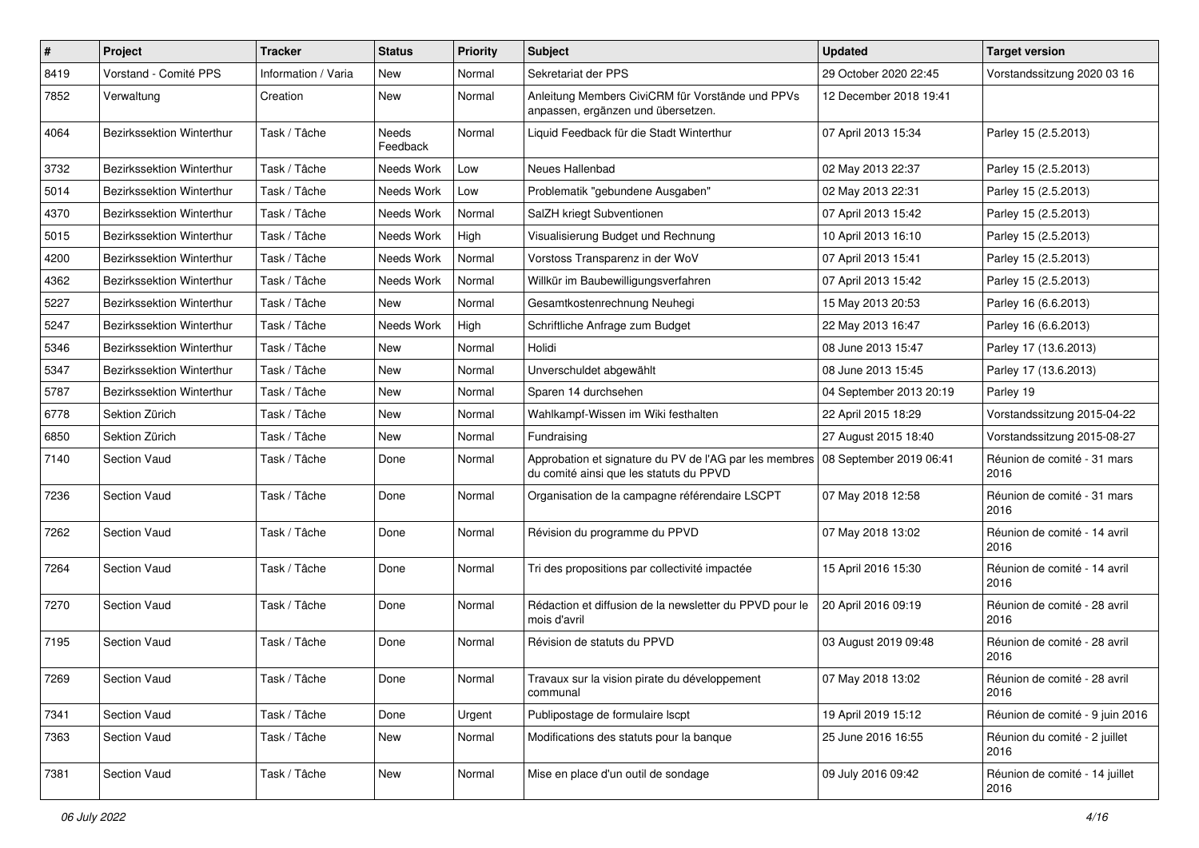| # | Project | Tracker | Status | Priority | Subject | Updated | Target version |
|---|---|---|---|---|---|---|---|
| 8419 | Vorstand - Comité PPS | Information / Varia | New | Normal | Sekretariat der PPS | 29 October 2020 22:45 | Vorstandssitzung 2020 03 16 |
| 7852 | Verwaltung | Creation | New | Normal | Anleitung Members CiviCRM für Vorstände und PPVs anpassen, ergänzen und übersetzen. | 12 December 2018 19:41 | |
| 4064 | Bezirkssektion Winterthur | Task / Tâche | Needs Feedback | Normal | Liquid Feedback für die Stadt Winterthur | 07 April 2013 15:34 | Parley 15 (2.5.2013) |
| 3732 | Bezirkssektion Winterthur | Task / Tâche | Needs Work | Low | Neues Hallenbad | 02 May 2013 22:37 | Parley 15 (2.5.2013) |
| 5014 | Bezirkssektion Winterthur | Task / Tâche | Needs Work | Low | Problematik "gebundene Ausgaben" | 02 May 2013 22:31 | Parley 15 (2.5.2013) |
| 4370 | Bezirkssektion Winterthur | Task / Tâche | Needs Work | Normal | SalZH kriegt Subventionen | 07 April 2013 15:42 | Parley 15 (2.5.2013) |
| 5015 | Bezirkssektion Winterthur | Task / Tâche | Needs Work | High | Visualisierung Budget und Rechnung | 10 April 2013 16:10 | Parley 15 (2.5.2013) |
| 4200 | Bezirkssektion Winterthur | Task / Tâche | Needs Work | Normal | Vorstoss Transparenz in der WoV | 07 April 2013 15:41 | Parley 15 (2.5.2013) |
| 4362 | Bezirkssektion Winterthur | Task / Tâche | Needs Work | Normal | Willkür im Baubewilligungsverfahren | 07 April 2013 15:42 | Parley 15 (2.5.2013) |
| 5227 | Bezirkssektion Winterthur | Task / Tâche | New | Normal | Gesamtkostenrechnung Neuhegi | 15 May 2013 20:53 | Parley 16 (6.6.2013) |
| 5247 | Bezirkssektion Winterthur | Task / Tâche | Needs Work | High | Schriftliche Anfrage zum Budget | 22 May 2013 16:47 | Parley 16 (6.6.2013) |
| 5346 | Bezirkssektion Winterthur | Task / Tâche | New | Normal | Holidi | 08 June 2013 15:47 | Parley 17 (13.6.2013) |
| 5347 | Bezirkssektion Winterthur | Task / Tâche | New | Normal | Unverschuldet abgewählt | 08 June 2013 15:45 | Parley 17 (13.6.2013) |
| 5787 | Bezirkssektion Winterthur | Task / Tâche | New | Normal | Sparen 14 durchsehen | 04 September 2013 20:19 | Parley 19 |
| 6778 | Sektion Zürich | Task / Tâche | New | Normal | Wahlkampf-Wissen im Wiki festhalten | 22 April 2015 18:29 | Vorstandssitzung 2015-04-22 |
| 6850 | Sektion Zürich | Task / Tâche | New | Normal | Fundraising | 27 August 2015 18:40 | Vorstandssitzung 2015-08-27 |
| 7140 | Section Vaud | Task / Tâche | Done | Normal | Approbation et signature du PV de l'AG par les membres du comité ainsi que les statuts du PPVD | 08 September 2019 06:41 | Réunion de comité - 31 mars 2016 |
| 7236 | Section Vaud | Task / Tâche | Done | Normal | Organisation de la campagne référendaire LSCPT | 07 May 2018 12:58 | Réunion de comité - 31 mars 2016 |
| 7262 | Section Vaud | Task / Tâche | Done | Normal | Révision du programme du PPVD | 07 May 2018 13:02 | Réunion de comité - 14 avril 2016 |
| 7264 | Section Vaud | Task / Tâche | Done | Normal | Tri des propositions par collectivité impactée | 15 April 2016 15:30 | Réunion de comité - 14 avril 2016 |
| 7270 | Section Vaud | Task / Tâche | Done | Normal | Rédaction et diffusion de la newsletter du PPVD pour le mois d'avril | 20 April 2016 09:19 | Réunion de comité - 28 avril 2016 |
| 7195 | Section Vaud | Task / Tâche | Done | Normal | Révision de statuts du PPVD | 03 August 2019 09:48 | Réunion de comité - 28 avril 2016 |
| 7269 | Section Vaud | Task / Tâche | Done | Normal | Travaux sur la vision pirate du développement communal | 07 May 2018 13:02 | Réunion de comité - 28 avril 2016 |
| 7341 | Section Vaud | Task / Tâche | Done | Urgent | Publipostage de formulaire lscpt | 19 April 2019 15:12 | Réunion de comité - 9 juin 2016 |
| 7363 | Section Vaud | Task / Tâche | New | Normal | Modifications des statuts pour la banque | 25 June 2016 16:55 | Réunion du comité - 2 juillet 2016 |
| 7381 | Section Vaud | Task / Tâche | New | Normal | Mise en place d'un outil de sondage | 09 July 2016 09:42 | Réunion de comité - 14 juillet 2016 |

*06 July 2022*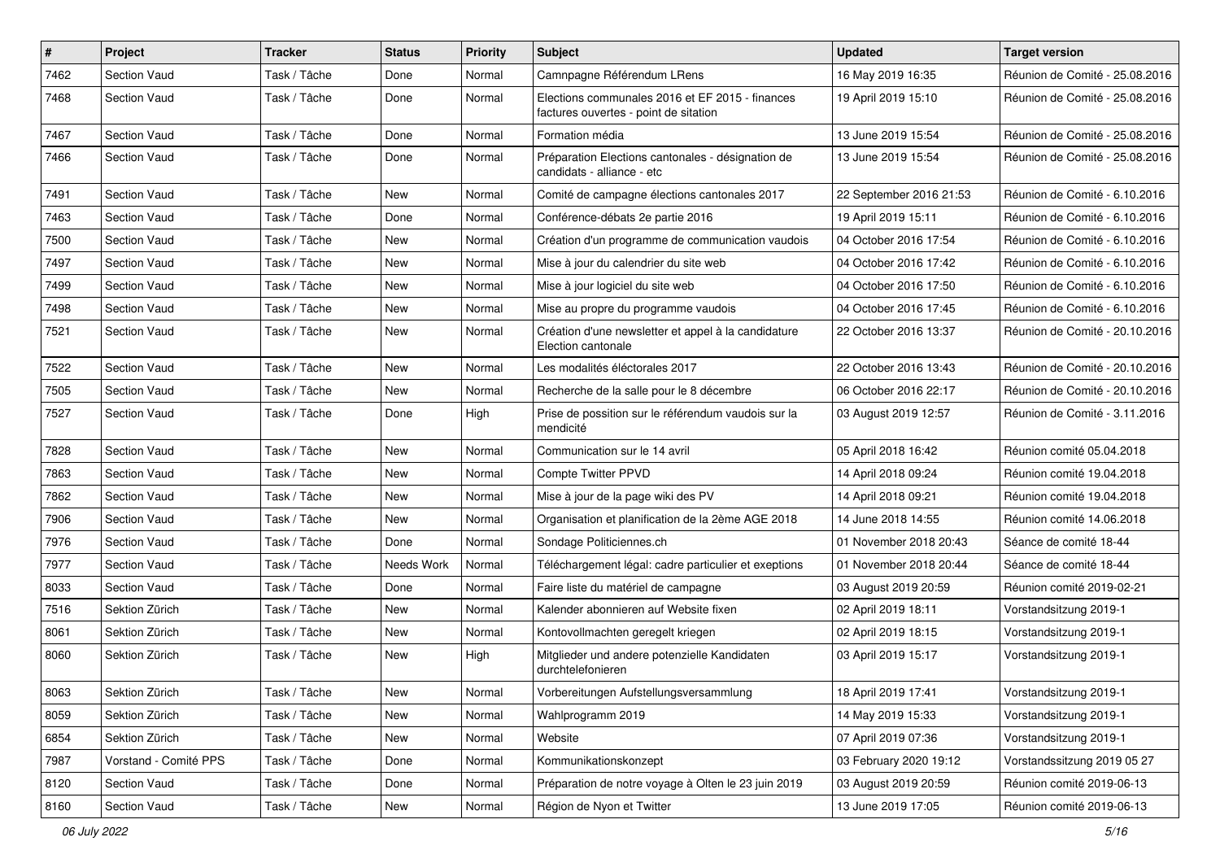| # | Project | Tracker | Status | Priority | Subject | Updated | Target version |
|---|---|---|---|---|---|---|---|
| 7462 | Section Vaud | Task / Tâche | Done | Normal | Camnpagne Référendum LRens | 16 May 2019 16:35 | Réunion de Comité - 25.08.2016 |
| 7468 | Section Vaud | Task / Tâche | Done | Normal | Elections communales 2016 et EF 2015 - finances factures ouvertes - point de sitation | 19 April 2019 15:10 | Réunion de Comité - 25.08.2016 |
| 7467 | Section Vaud | Task / Tâche | Done | Normal | Formation média | 13 June 2019 15:54 | Réunion de Comité - 25.08.2016 |
| 7466 | Section Vaud | Task / Tâche | Done | Normal | Préparation Elections cantonales - désignation de candidats - alliance - etc | 13 June 2019 15:54 | Réunion de Comité - 25.08.2016 |
| 7491 | Section Vaud | Task / Tâche | New | Normal | Comité de campagne élections cantonales 2017 | 22 September 2016 21:53 | Réunion de Comité - 6.10.2016 |
| 7463 | Section Vaud | Task / Tâche | Done | Normal | Conférence-débats 2e partie 2016 | 19 April 2019 15:11 | Réunion de Comité - 6.10.2016 |
| 7500 | Section Vaud | Task / Tâche | New | Normal | Création d'un programme de communication vaudois | 04 October 2016 17:54 | Réunion de Comité - 6.10.2016 |
| 7497 | Section Vaud | Task / Tâche | New | Normal | Mise à jour du calendrier du site web | 04 October 2016 17:42 | Réunion de Comité - 6.10.2016 |
| 7499 | Section Vaud | Task / Tâche | New | Normal | Mise à jour logiciel du site web | 04 October 2016 17:50 | Réunion de Comité - 6.10.2016 |
| 7498 | Section Vaud | Task / Tâche | New | Normal | Mise au propre du programme vaudois | 04 October 2016 17:45 | Réunion de Comité - 6.10.2016 |
| 7521 | Section Vaud | Task / Tâche | New | Normal | Création d'une newsletter et appel à la candidature Election cantonale | 22 October 2016 13:37 | Réunion de Comité - 20.10.2016 |
| 7522 | Section Vaud | Task / Tâche | New | Normal | Les modalités éléctorales 2017 | 22 October 2016 13:43 | Réunion de Comité - 20.10.2016 |
| 7505 | Section Vaud | Task / Tâche | New | Normal | Recherche de la salle pour le 8 décembre | 06 October 2016 22:17 | Réunion de Comité - 20.10.2016 |
| 7527 | Section Vaud | Task / Tâche | Done | High | Prise de possition sur le référendum vaudois sur la mendicité | 03 August 2019 12:57 | Réunion de Comité - 3.11.2016 |
| 7828 | Section Vaud | Task / Tâche | New | Normal | Communication sur le 14 avril | 05 April 2018 16:42 | Réunion comité 05.04.2018 |
| 7863 | Section Vaud | Task / Tâche | New | Normal | Compte Twitter PPVD | 14 April 2018 09:24 | Réunion comité 19.04.2018 |
| 7862 | Section Vaud | Task / Tâche | New | Normal | Mise à jour de la page wiki des PV | 14 April 2018 09:21 | Réunion comité 19.04.2018 |
| 7906 | Section Vaud | Task / Tâche | New | Normal | Organisation et planification de la 2ème AGE 2018 | 14 June 2018 14:55 | Réunion comité 14.06.2018 |
| 7976 | Section Vaud | Task / Tâche | Done | Normal | Sondage Politiciennes.ch | 01 November 2018 20:43 | Séance de comité 18-44 |
| 7977 | Section Vaud | Task / Tâche | Needs Work | Normal | Téléchargement légal: cadre particulier et exeptions | 01 November 2018 20:44 | Séance de comité 18-44 |
| 8033 | Section Vaud | Task / Tâche | Done | Normal | Faire liste du matériel de campagne | 03 August 2019 20:59 | Réunion comité 2019-02-21 |
| 7516 | Sektion Zürich | Task / Tâche | New | Normal | Kalender abonnieren auf Website fixen | 02 April 2019 18:11 | Vorstandsitzung 2019-1 |
| 8061 | Sektion Zürich | Task / Tâche | New | Normal | Kontovollmachten geregelt kriegen | 02 April 2019 18:15 | Vorstandsitzung 2019-1 |
| 8060 | Sektion Zürich | Task / Tâche | New | High | Mitglieder und andere potenzielle Kandidaten durchtelefonieren | 03 April 2019 15:17 | Vorstandsitzung 2019-1 |
| 8063 | Sektion Zürich | Task / Tâche | New | Normal | Vorbereitungen Aufstellungsversammlung | 18 April 2019 17:41 | Vorstandsitzung 2019-1 |
| 8059 | Sektion Zürich | Task / Tâche | New | Normal | Wahlprogramm 2019 | 14 May 2019 15:33 | Vorstandsitzung 2019-1 |
| 6854 | Sektion Zürich | Task / Tâche | New | Normal | Website | 07 April 2019 07:36 | Vorstandsitzung 2019-1 |
| 7987 | Vorstand - Comité PPS | Task / Tâche | Done | Normal | Kommunikationskonzept | 03 February 2020 19:12 | Vorstandssitzung 2019 05 27 |
| 8120 | Section Vaud | Task / Tâche | Done | Normal | Préparation de notre voyage à Olten le 23 juin 2019 | 03 August 2019 20:59 | Réunion comité 2019-06-13 |
| 8160 | Section Vaud | Task / Tâche | New | Normal | Région de Nyon et Twitter | 13 June 2019 17:05 | Réunion comité 2019-06-13 |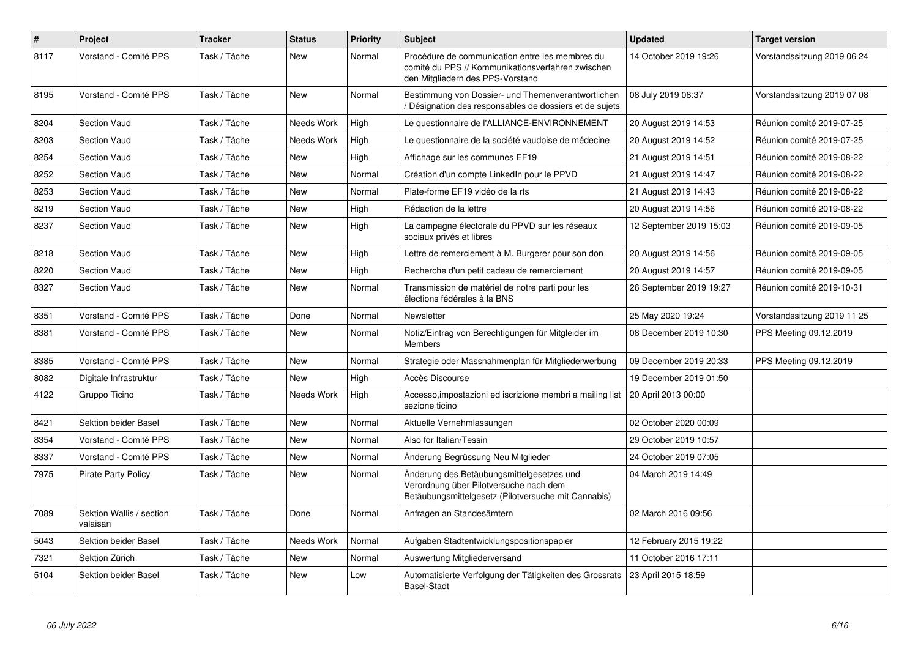| # | Project | Tracker | Status | Priority | Subject | Updated | Target version |
|---|---|---|---|---|---|---|---|
| 8117 | Vorstand - Comité PPS | Task / Tâche | New | Normal | Procédure de communication entre les membres du comité du PPS // Kommunikationsverfahren zwischen den Mitgliedern des PPS-Vorstand | 14 October 2019 19:26 | Vorstandssitzung 2019 06 24 |
| 8195 | Vorstand - Comité PPS | Task / Tâche | New | Normal | Bestimmung von Dossier- und Themenverantwortlichen / Désignation des responsables de dossiers et de sujets | 08 July 2019 08:37 | Vorstandssitzung 2019 07 08 |
| 8204 | Section Vaud | Task / Tâche | Needs Work | High | Le questionnaire de l'ALLIANCE-ENVIRONNEMENT | 20 August 2019 14:53 | Réunion comité 2019-07-25 |
| 8203 | Section Vaud | Task / Tâche | Needs Work | High | Le questionnaire de la société vaudoise de médecine | 20 August 2019 14:52 | Réunion comité 2019-07-25 |
| 8254 | Section Vaud | Task / Tâche | New | High | Affichage sur les communes EF19 | 21 August 2019 14:51 | Réunion comité 2019-08-22 |
| 8252 | Section Vaud | Task / Tâche | New | Normal | Création d'un compte LinkedIn pour le PPVD | 21 August 2019 14:47 | Réunion comité 2019-08-22 |
| 8253 | Section Vaud | Task / Tâche | New | Normal | Plate-forme EF19 vidéo de la rts | 21 August 2019 14:43 | Réunion comité 2019-08-22 |
| 8219 | Section Vaud | Task / Tâche | New | High | Rédaction de la lettre | 20 August 2019 14:56 | Réunion comité 2019-08-22 |
| 8237 | Section Vaud | Task / Tâche | New | High | La campagne électorale du PPVD sur les réseaux sociaux privés et libres | 12 September 2019 15:03 | Réunion comité 2019-09-05 |
| 8218 | Section Vaud | Task / Tâche | New | High | Lettre de remerciement à M. Burgerer pour son don | 20 August 2019 14:56 | Réunion comité 2019-09-05 |
| 8220 | Section Vaud | Task / Tâche | New | High | Recherche d'un petit cadeau de remerciement | 20 August 2019 14:57 | Réunion comité 2019-09-05 |
| 8327 | Section Vaud | Task / Tâche | New | Normal | Transmission de matériel de notre parti pour les élections fédérales à la BNS | 26 September 2019 19:27 | Réunion comité 2019-10-31 |
| 8351 | Vorstand - Comité PPS | Task / Tâche | Done | Normal | Newsletter | 25 May 2020 19:24 | Vorstandssitzung 2019 11 25 |
| 8381 | Vorstand - Comité PPS | Task / Tâche | New | Normal | Notiz/Eintrag von Berechtigungen für Mitgleider im Members | 08 December 2019 10:30 | PPS Meeting 09.12.2019 |
| 8385 | Vorstand - Comité PPS | Task / Tâche | New | Normal | Strategie oder Massnahmenplan für Mitgliederwerbung | 09 December 2019 20:33 | PPS Meeting 09.12.2019 |
| 8082 | Digitale Infrastruktur | Task / Tâche | New | High | Accès Discourse | 19 December 2019 01:50 | |
| 4122 | Gruppo Ticino | Task / Tâche | Needs Work | High | Accesso,impostazioni ed iscrizione membri a mailing list sezione ticino | 20 April 2013 00:00 | |
| 8421 | Sektion beider Basel | Task / Tâche | New | Normal | Aktuelle Vernehmlassungen | 02 October 2020 00:09 | |
| 8354 | Vorstand - Comité PPS | Task / Tâche | New | Normal | Also for Italian/Tessin | 29 October 2019 10:57 | |
| 8337 | Vorstand - Comité PPS | Task / Tâche | New | Normal | Änderung Begrüssung Neu Mitglieder | 24 October 2019 07:05 | |
| 7975 | Pirate Party Policy | Task / Tâche | New | Normal | Änderung des Betäubungsmittelgesetzes und Verordnung über Pilotversuche nach dem Betäubungsmittelgesetz (Pilotversuche mit Cannabis) | 04 March 2019 14:49 | |
| 7089 | Sektion Wallis / section valaisan | Task / Tâche | Done | Normal | Anfragen an Standesämtern | 02 March 2016 09:56 | |
| 5043 | Sektion beider Basel | Task / Tâche | Needs Work | Normal | Aufgaben Stadtentwicklungspositionspapier | 12 February 2015 19:22 | |
| 7321 | Sektion Zürich | Task / Tâche | New | Normal | Auswertung Mitgliederversand | 11 October 2016 17:11 | |
| 5104 | Sektion beider Basel | Task / Tâche | New | Low | Automatisierte Verfolgung der Tätigkeiten des Grossrats Basel-Stadt | 23 April 2015 18:59 | |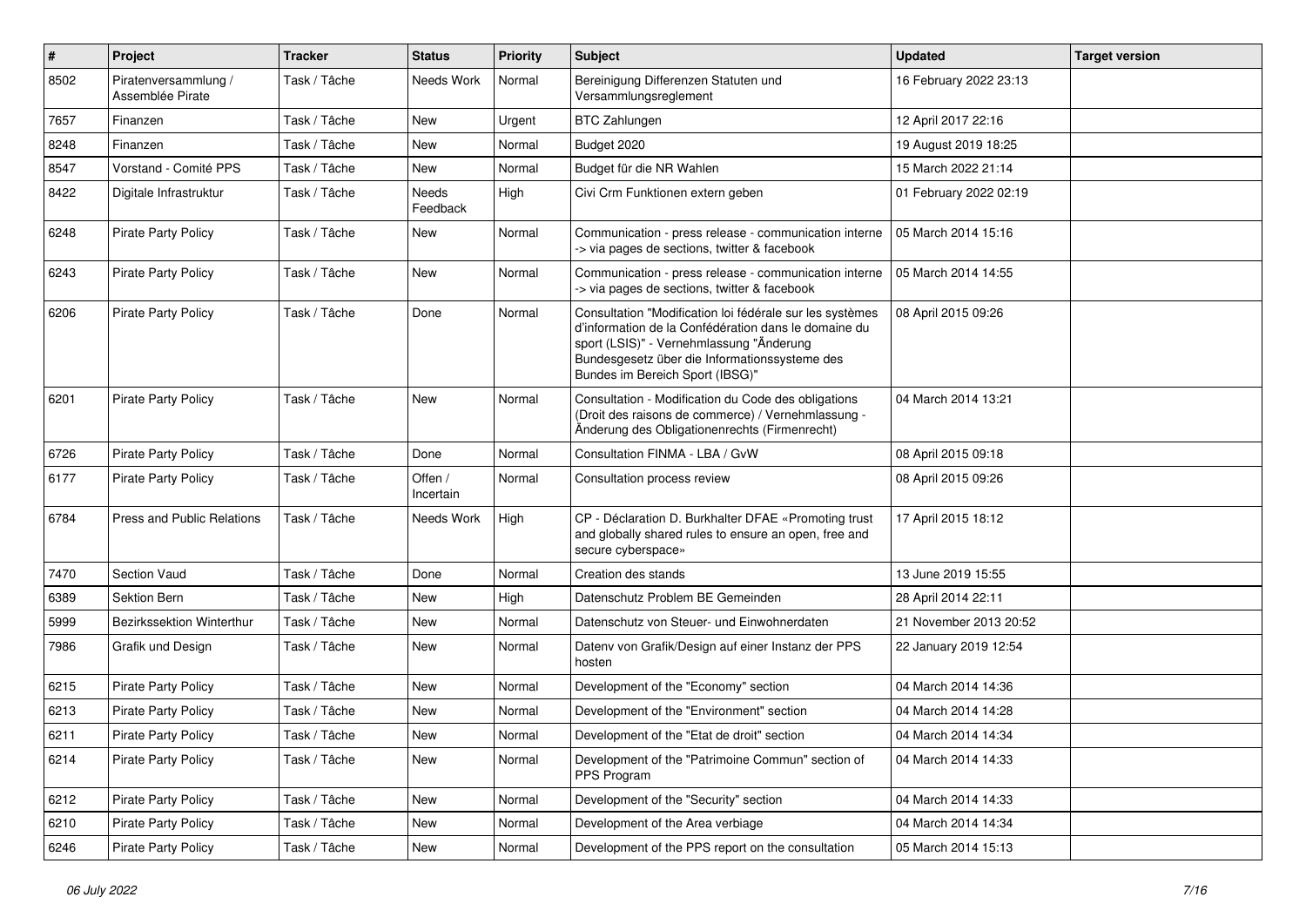| # | Project | Tracker | Status | Priority | Subject | Updated | Target version |
|---|---|---|---|---|---|---|---|
| 8502 | Piratenversammlung / Assemblée Pirate | Task / Tâche | Needs Work | Normal | Bereinigung Differenzen Statuten und Versammlungsreglement | 16 February 2022 23:13 | |
| 7657 | Finanzen | Task / Tâche | New | Urgent | BTC Zahlungen | 12 April 2017 22:16 | |
| 8248 | Finanzen | Task / Tâche | New | Normal | Budget 2020 | 19 August 2019 18:25 | |
| 8547 | Vorstand - Comité PPS | Task / Tâche | New | Normal | Budget für die NR Wahlen | 15 March 2022 21:14 | |
| 8422 | Digitale Infrastruktur | Task / Tâche | Needs Feedback | High | Civi Crm Funktionen extern geben | 01 February 2022 02:19 | |
| 6248 | Pirate Party Policy | Task / Tâche | New | Normal | Communication - press release - communication interne -> via pages de sections, twitter & facebook | 05 March 2014 15:16 | |
| 6243 | Pirate Party Policy | Task / Tâche | New | Normal | Communication - press release - communication interne -> via pages de sections, twitter & facebook | 05 March 2014 14:55 | |
| 6206 | Pirate Party Policy | Task / Tâche | Done | Normal | Consultation "Modification loi fédérale sur les systèmes d'information de la Confédération dans le domaine du sport (LSIS)" - Vernehmlassung "Änderung Bundesgesetz über die Informationssysteme des Bundes im Bereich Sport (IBSG)" | 08 April 2015 09:26 | |
| 6201 | Pirate Party Policy | Task / Tâche | New | Normal | Consultation - Modification du Code des obligations (Droit des raisons de commerce) / Vernehmlassung - Änderung des Obligationenrechts (Firmenrecht) | 04 March 2014 13:21 | |
| 6726 | Pirate Party Policy | Task / Tâche | Done | Normal | Consultation FINMA - LBA / GvW | 08 April 2015 09:18 | |
| 6177 | Pirate Party Policy | Task / Tâche | Offen / Incertain | Normal | Consultation process review | 08 April 2015 09:26 | |
| 6784 | Press and Public Relations | Task / Tâche | Needs Work | High | CP - Déclaration D. Burkhalter DFAE «Promoting trust and globally shared rules to ensure an open, free and secure cyberspace» | 17 April 2015 18:12 | |
| 7470 | Section Vaud | Task / Tâche | Done | Normal | Creation des stands | 13 June 2019 15:55 | |
| 6389 | Sektion Bern | Task / Tâche | New | High | Datenschutz Problem BE Gemeinden | 28 April 2014 22:11 | |
| 5999 | Bezirkssektion Winterthur | Task / Tâche | New | Normal | Datenschutz von Steuer- und Einwohnerdaten | 21 November 2013 20:52 | |
| 7986 | Grafik und Design | Task / Tâche | New | Normal | Datenv von Grafik/Design auf einer Instanz der PPS hosten | 22 January 2019 12:54 | |
| 6215 | Pirate Party Policy | Task / Tâche | New | Normal | Development of the "Economy" section | 04 March 2014 14:36 | |
| 6213 | Pirate Party Policy | Task / Tâche | New | Normal | Development of the "Environment" section | 04 March 2014 14:28 | |
| 6211 | Pirate Party Policy | Task / Tâche | New | Normal | Development of the "Etat de droit" section | 04 March 2014 14:34 | |
| 6214 | Pirate Party Policy | Task / Tâche | New | Normal | Development of the "Patrimoine Commun" section of PPS Program | 04 March 2014 14:33 | |
| 6212 | Pirate Party Policy | Task / Tâche | New | Normal | Development of the "Security" section | 04 March 2014 14:33 | |
| 6210 | Pirate Party Policy | Task / Tâche | New | Normal | Development of the Area verbiage | 04 March 2014 14:34 | |
| 6246 | Pirate Party Policy | Task / Tâche | New | Normal | Development of the PPS report on the consultation | 05 March 2014 15:13 | |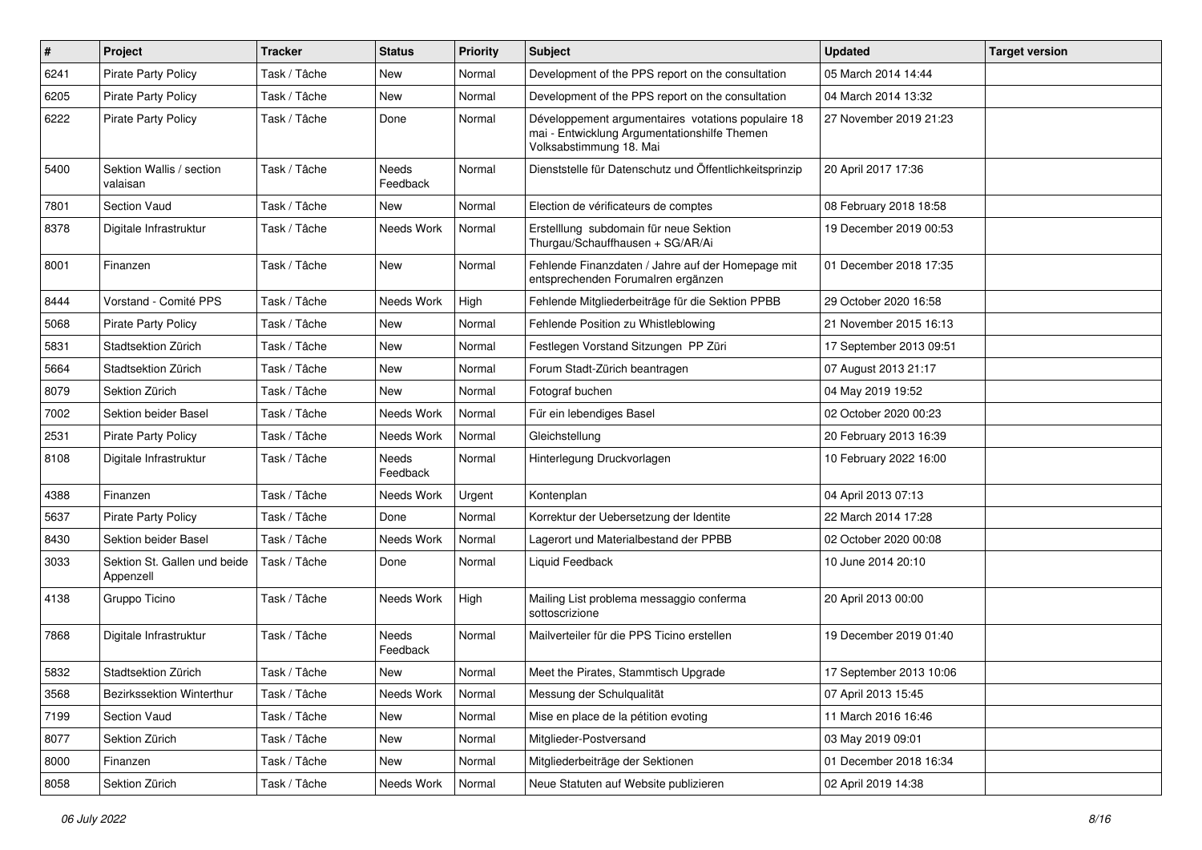| # | Project | Tracker | Status | Priority | Subject | Updated | Target version |
|---|---|---|---|---|---|---|---|
| 6241 | Pirate Party Policy | Task / Tâche | New | Normal | Development of the PPS report on the consultation | 05 March 2014 14:44 | |
| 6205 | Pirate Party Policy | Task / Tâche | New | Normal | Development of the PPS report on the consultation | 04 March 2014 13:32 | |
| 6222 | Pirate Party Policy | Task / Tâche | Done | Normal | Développement argumentaires votations populaire 18 mai - Entwicklung Argumentationshilfe Themen Volksabstimmung 18. Mai | 27 November 2019 21:23 | |
| 5400 | Sektion Wallis / section valaisan | Task / Tâche | Needs Feedback | Normal | Dienststelle für Datenschutz und Öffentlichkeitsprinzip | 20 April 2017 17:36 | |
| 7801 | Section Vaud | Task / Tâche | New | Normal | Election de vérificateurs de comptes | 08 February 2018 18:58 | |
| 8378 | Digitale Infrastruktur | Task / Tâche | Needs Work | Normal | Erstelllung subdomain für neue Sektion Thurgau/Schauffhausen + SG/AR/Ai | 19 December 2019 00:53 | |
| 8001 | Finanzen | Task / Tâche | New | Normal | Fehlende Finanzdaten / Jahre auf der Homepage mit entsprechenden Forumalren ergänzen | 01 December 2018 17:35 | |
| 8444 | Vorstand - Comité PPS | Task / Tâche | Needs Work | High | Fehlende Mitgliederbeiträge für die Sektion PPBB | 29 October 2020 16:58 | |
| 5068 | Pirate Party Policy | Task / Tâche | New | Normal | Fehlende Position zu Whistleblowing | 21 November 2015 16:13 | |
| 5831 | Stadtsektion Zürich | Task / Tâche | New | Normal | Festlegen Vorstand Sitzungen PP Züri | 17 September 2013 09:51 | |
| 5664 | Stadtsektion Zürich | Task / Tâche | New | Normal | Forum Stadt-Zürich beantragen | 07 August 2013 21:17 | |
| 8079 | Sektion Zürich | Task / Tâche | New | Normal | Fotograf buchen | 04 May 2019 19:52 | |
| 7002 | Sektion beider Basel | Task / Tâche | Needs Work | Normal | Für ein lebendiges Basel | 02 October 2020 00:23 | |
| 2531 | Pirate Party Policy | Task / Tâche | Needs Work | Normal | Gleichstellung | 20 February 2013 16:39 | |
| 8108 | Digitale Infrastruktur | Task / Tâche | Needs Feedback | Normal | Hinterlegung Druckvorlagen | 10 February 2022 16:00 | |
| 4388 | Finanzen | Task / Tâche | Needs Work | Urgent | Kontenplan | 04 April 2013 07:13 | |
| 5637 | Pirate Party Policy | Task / Tâche | Done | Normal | Korrektur der Uebersetzung der Identite | 22 March 2014 17:28 | |
| 8430 | Sektion beider Basel | Task / Tâche | Needs Work | Normal | Lagerort und Materialbestand der PPBB | 02 October 2020 00:08 | |
| 3033 | Sektion St. Gallen und beide Appenzell | Task / Tâche | Done | Normal | Liquid Feedback | 10 June 2014 20:10 | |
| 4138 | Gruppo Ticino | Task / Tâche | Needs Work | High | Mailing List problema messaggio conferma sottoscrizione | 20 April 2013 00:00 | |
| 7868 | Digitale Infrastruktur | Task / Tâche | Needs Feedback | Normal | Mailverteiler für die PPS Ticino erstellen | 19 December 2019 01:40 | |
| 5832 | Stadtsektion Zürich | Task / Tâche | New | Normal | Meet the Pirates, Stammtisch Upgrade | 17 September 2013 10:06 | |
| 3568 | Bezirkssektion Winterthur | Task / Tâche | Needs Work | Normal | Messung der Schulqualität | 07 April 2013 15:45 | |
| 7199 | Section Vaud | Task / Tâche | New | Normal | Mise en place de la pétition evoting | 11 March 2016 16:46 | |
| 8077 | Sektion Zürich | Task / Tâche | New | Normal | Mitglieder-Postversand | 03 May 2019 09:01 | |
| 8000 | Finanzen | Task / Tâche | New | Normal | Mitgliederbeiträge der Sektionen | 01 December 2018 16:34 | |
| 8058 | Sektion Zürich | Task / Tâche | Needs Work | Normal | Neue Statuten auf Website publizieren | 02 April 2019 14:38 | |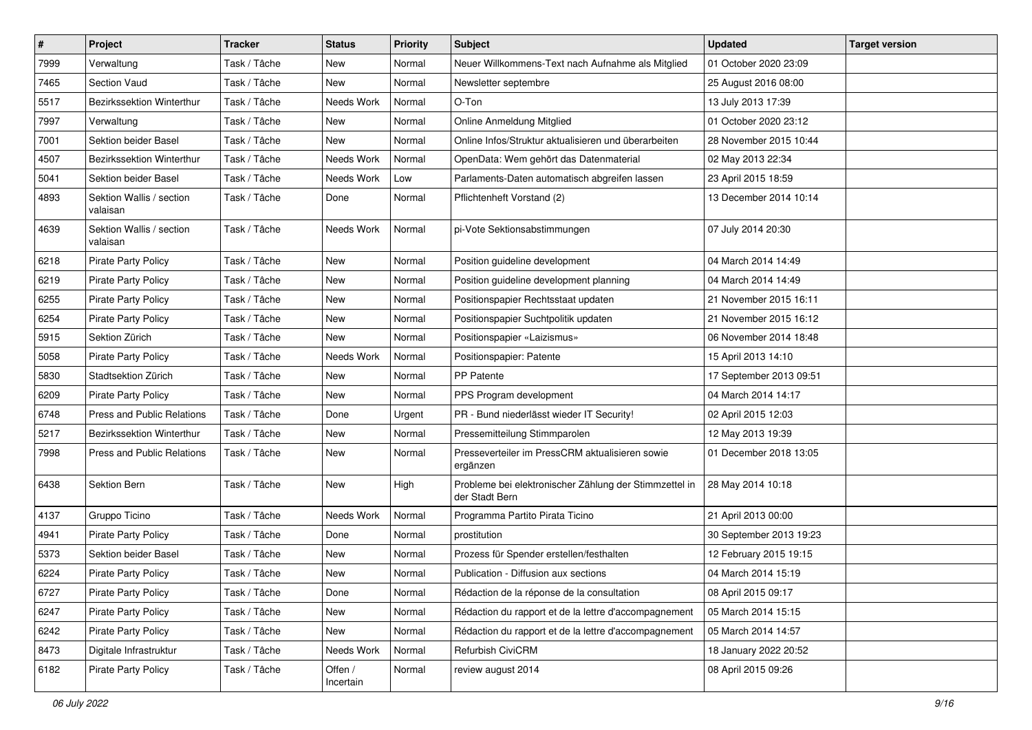| # | Project | Tracker | Status | Priority | Subject | Updated | Target version |
|---|---|---|---|---|---|---|---|
| 7999 | Verwaltung | Task / Tâche | New | Normal | Neuer Willkommens-Text nach Aufnahme als Mitglied | 01 October 2020 23:09 | |
| 7465 | Section Vaud | Task / Tâche | New | Normal | Newsletter septembre | 25 August 2016 08:00 | |
| 5517 | Bezirkssektion Winterthur | Task / Tâche | Needs Work | Normal | O-Ton | 13 July 2013 17:39 | |
| 7997 | Verwaltung | Task / Tâche | New | Normal | Online Anmeldung Mitglied | 01 October 2020 23:12 | |
| 7001 | Sektion beider Basel | Task / Tâche | New | Normal | Online Infos/Struktur aktualisieren und überarbeiten | 28 November 2015 10:44 | |
| 4507 | Bezirkssektion Winterthur | Task / Tâche | Needs Work | Normal | OpenData: Wem gehört das Datenmaterial | 02 May 2013 22:34 | |
| 5041 | Sektion beider Basel | Task / Tâche | Needs Work | Low | Parlaments-Daten automatisch abgreifen lassen | 23 April 2015 18:59 | |
| 4893 | Sektion Wallis / section valaisan | Task / Tâche | Done | Normal | Pflichtenheft Vorstand (2) | 13 December 2014 10:14 | |
| 4639 | Sektion Wallis / section valaisan | Task / Tâche | Needs Work | Normal | pi-Vote Sektionsabstimmungen | 07 July 2014 20:30 | |
| 6218 | Pirate Party Policy | Task / Tâche | New | Normal | Position guideline development | 04 March 2014 14:49 | |
| 6219 | Pirate Party Policy | Task / Tâche | New | Normal | Position guideline development planning | 04 March 2014 14:49 | |
| 6255 | Pirate Party Policy | Task / Tâche | New | Normal | Positionspapier Rechtsstaat updaten | 21 November 2015 16:11 | |
| 6254 | Pirate Party Policy | Task / Tâche | New | Normal | Positionspapier Suchtpolitik updaten | 21 November 2015 16:12 | |
| 5915 | Sektion Zürich | Task / Tâche | New | Normal | Positionspapier «Laizismus» | 06 November 2014 18:48 | |
| 5058 | Pirate Party Policy | Task / Tâche | Needs Work | Normal | Positionspapier: Patente | 15 April 2013 14:10 | |
| 5830 | Stadtsektion Zürich | Task / Tâche | New | Normal | PP Patente | 17 September 2013 09:51 | |
| 6209 | Pirate Party Policy | Task / Tâche | New | Normal | PPS Program development | 04 March 2014 14:17 | |
| 6748 | Press and Public Relations | Task / Tâche | Done | Urgent | PR - Bund niederlässt wieder IT Security! | 02 April 2015 12:03 | |
| 5217 | Bezirkssektion Winterthur | Task / Tâche | New | Normal | Pressemitteilung Stimmparolen | 12 May 2013 19:39 | |
| 7998 | Press and Public Relations | Task / Tâche | New | Normal | Presseverteiler im PressCRM aktualisieren sowie ergänzen | 01 December 2018 13:05 | |
| 6438 | Sektion Bern | Task / Tâche | New | High | Probleme bei elektronischer Zählung der Stimmzettel in der Stadt Bern | 28 May 2014 10:18 | |
| 4137 | Gruppo Ticino | Task / Tâche | Needs Work | Normal | Programma Partito Pirata Ticino | 21 April 2013 00:00 | |
| 4941 | Pirate Party Policy | Task / Tâche | Done | Normal | prostitution | 30 September 2013 19:23 | |
| 5373 | Sektion beider Basel | Task / Tâche | New | Normal | Prozess für Spender erstellen/festhalten | 12 February 2015 19:15 | |
| 6224 | Pirate Party Policy | Task / Tâche | New | Normal | Publication - Diffusion aux sections | 04 March 2014 15:19 | |
| 6727 | Pirate Party Policy | Task / Tâche | Done | Normal | Rédaction de la réponse de la consultation | 08 April 2015 09:17 | |
| 6247 | Pirate Party Policy | Task / Tâche | New | Normal | Rédaction du rapport et de la lettre d'accompagnement | 05 March 2014 15:15 | |
| 6242 | Pirate Party Policy | Task / Tâche | New | Normal | Rédaction du rapport et de la lettre d'accompagnement | 05 March 2014 14:57 | |
| 8473 | Digitale Infrastruktur | Task / Tâche | Needs Work | Normal | Refurbish CiviCRM | 18 January 2022 20:52 | |
| 6182 | Pirate Party Policy | Task / Tâche | Offen / Incertain | Normal | review august 2014 | 08 April 2015 09:26 | |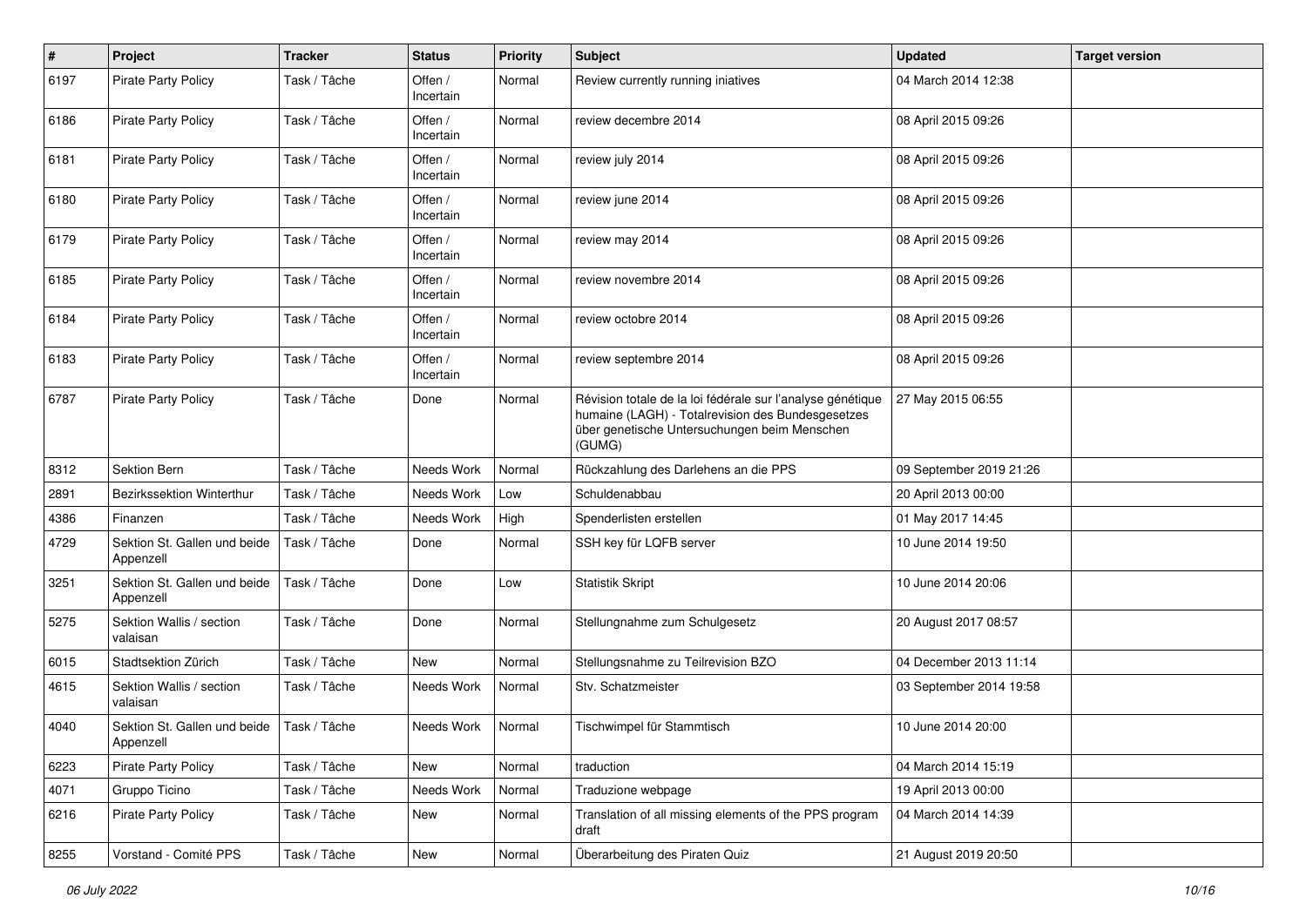| # | Project | Tracker | Status | Priority | Subject | Updated | Target version |
|---|---|---|---|---|---|---|---|
| 6197 | Pirate Party Policy | Task / Tâche | Offen / Incertain | Normal | Review currently running iniatives | 04 March 2014 12:38 | |
| 6186 | Pirate Party Policy | Task / Tâche | Offen / Incertain | Normal | review decembre 2014 | 08 April 2015 09:26 | |
| 6181 | Pirate Party Policy | Task / Tâche | Offen / Incertain | Normal | review july 2014 | 08 April 2015 09:26 | |
| 6180 | Pirate Party Policy | Task / Tâche | Offen / Incertain | Normal | review june 2014 | 08 April 2015 09:26 | |
| 6179 | Pirate Party Policy | Task / Tâche | Offen / Incertain | Normal | review may 2014 | 08 April 2015 09:26 | |
| 6185 | Pirate Party Policy | Task / Tâche | Offen / Incertain | Normal | review novembre 2014 | 08 April 2015 09:26 | |
| 6184 | Pirate Party Policy | Task / Tâche | Offen / Incertain | Normal | review octobre 2014 | 08 April 2015 09:26 | |
| 6183 | Pirate Party Policy | Task / Tâche | Offen / Incertain | Normal | review septembre 2014 | 08 April 2015 09:26 | |
| 6787 | Pirate Party Policy | Task / Tâche | Done | Normal | Révision totale de la loi fédérale sur l'analyse génétique humaine (LAGH) - Totalrevision des Bundesgesetzes über genetische Untersuchungen beim Menschen (GUMG) | 27 May 2015 06:55 | |
| 8312 | Sektion Bern | Task / Tâche | Needs Work | Normal | Rückzahlung des Darlehens an die PPS | 09 September 2019 21:26 | |
| 2891 | Bezirkssektion Winterthur | Task / Tâche | Needs Work | Low | Schuldenabbau | 20 April 2013 00:00 | |
| 4386 | Finanzen | Task / Tâche | Needs Work | High | Spenderlisten erstellen | 01 May 2017 14:45 | |
| 4729 | Sektion St. Gallen und beide Appenzell | Task / Tâche | Done | Normal | SSH key für LQFB server | 10 June 2014 19:50 | |
| 3251 | Sektion St. Gallen und beide Appenzell | Task / Tâche | Done | Low | Statistik Skript | 10 June 2014 20:06 | |
| 5275 | Sektion Wallis / section valaisan | Task / Tâche | Done | Normal | Stellungnahme zum Schulgesetz | 20 August 2017 08:57 | |
| 6015 | Stadtsektion Zürich | Task / Tâche | New | Normal | Stellungsnahme zu Teilrevision BZO | 04 December 2013 11:14 | |
| 4615 | Sektion Wallis / section valaisan | Task / Tâche | Needs Work | Normal | Stv. Schatzmeister | 03 September 2014 19:58 | |
| 4040 | Sektion St. Gallen und beide Appenzell | Task / Tâche | Needs Work | Normal | Tischwimpel für Stammtisch | 10 June 2014 20:00 | |
| 6223 | Pirate Party Policy | Task / Tâche | New | Normal | traduction | 04 March 2014 15:19 | |
| 4071 | Gruppo Ticino | Task / Tâche | Needs Work | Normal | Traduzione webpage | 19 April 2013 00:00 | |
| 6216 | Pirate Party Policy | Task / Tâche | New | Normal | Translation of all missing elements of the PPS program draft | 04 March 2014 14:39 | |
| 8255 | Vorstand - Comité PPS | Task / Tâche | New | Normal | Überarbeitung des Piraten Quiz | 21 August 2019 20:50 | |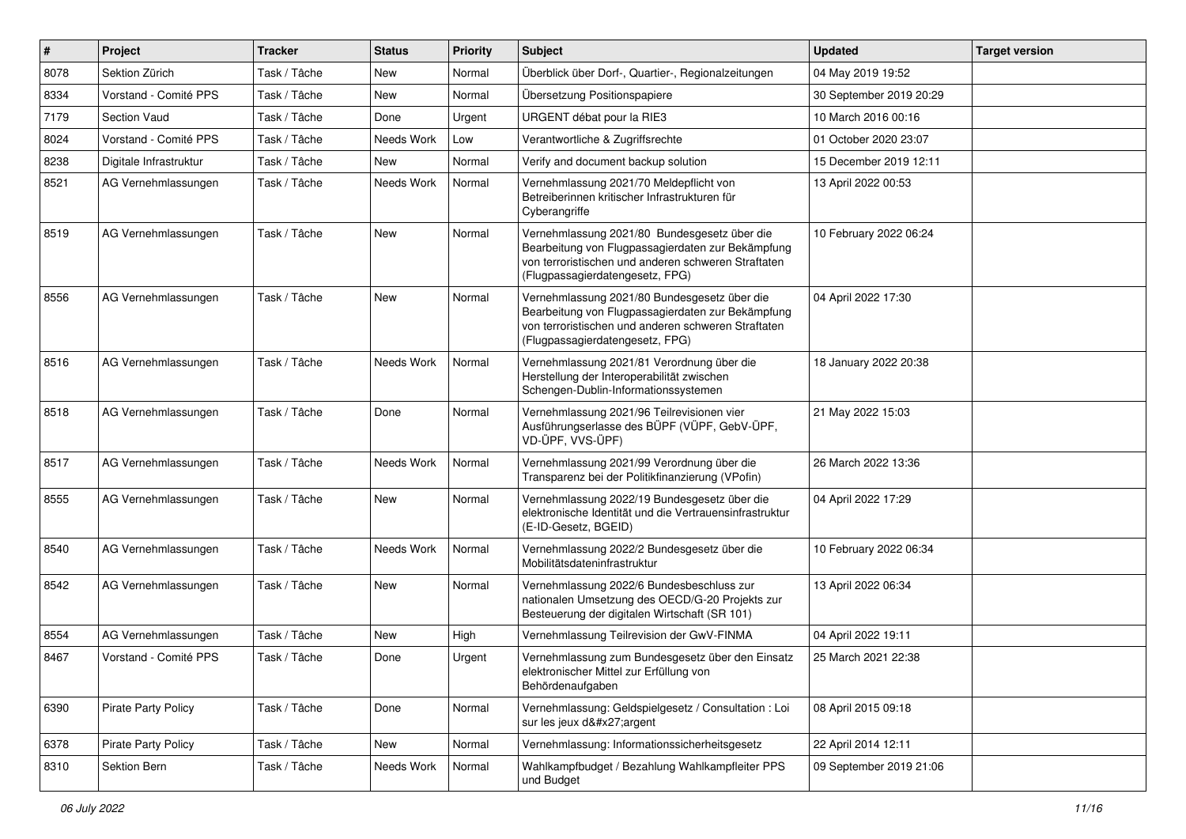| # | Project | Tracker | Status | Priority | Subject | Updated | Target version |
|---|---|---|---|---|---|---|---|
| 8078 | Sektion Zürich | Task / Tâche | New | Normal | Überblick über Dorf-, Quartier-, Regionalzeitungen | 04 May 2019 19:52 | |
| 8334 | Vorstand - Comité PPS | Task / Tâche | New | Normal | Übersetzung Positionspapiere | 30 September 2019 20:29 | |
| 7179 | Section Vaud | Task / Tâche | Done | Urgent | URGENT débat pour la RIE3 | 10 March 2016 00:16 | |
| 8024 | Vorstand - Comité PPS | Task / Tâche | Needs Work | Low | Verantwortliche & Zugriffsrechte | 01 October 2020 23:07 | |
| 8238 | Digitale Infrastruktur | Task / Tâche | New | Normal | Verify and document backup solution | 15 December 2019 12:11 | |
| 8521 | AG Vernehmlassungen | Task / Tâche | Needs Work | Normal | Vernehmlassung 2021/70 Meldepflicht von Betreiberinnen kritischer Infrastrukturen für Cyberangriffe | 13 April 2022 00:53 | |
| 8519 | AG Vernehmlassungen | Task / Tâche | New | Normal | Vernehmlassung 2021/80 Bundesgesetz über die Bearbeitung von Flugpassagierdaten zur Bekämpfung von terroristischen und anderen schweren Straftaten (Flugpassagierdatengesetz, FPG) | 10 February 2022 06:24 | |
| 8556 | AG Vernehmlassungen | Task / Tâche | New | Normal | Vernehmlassung 2021/80 Bundesgesetz über die Bearbeitung von Flugpassagierdaten zur Bekämpfung von terroristischen und anderen schweren Straftaten (Flugpassagierdatengesetz, FPG) | 04 April 2022 17:30 | |
| 8516 | AG Vernehmlassungen | Task / Tâche | Needs Work | Normal | Vernehmlassung 2021/81 Verordnung über die Herstellung der Interoperabilität zwischen Schengen-Dublin-Informationssystemen | 18 January 2022 20:38 | |
| 8518 | AG Vernehmlassungen | Task / Tâche | Done | Normal | Vernehmlassung 2021/96 Teilrevisionen vier Ausführungserlasse des BÜPF (VÜPF, GebV-ÜPF, VD-ÜPF, VVS-ÜPF) | 21 May 2022 15:03 | |
| 8517 | AG Vernehmlassungen | Task / Tâche | Needs Work | Normal | Vernehmlassung 2021/99 Verordnung über die Transparenz bei der Politikfinanzierung (VPofin) | 26 March 2022 13:36 | |
| 8555 | AG Vernehmlassungen | Task / Tâche | New | Normal | Vernehmlassung 2022/19 Bundesgesetz über die elektronische Identität und die Vertrauensinfrastruktur (E-ID-Gesetz, BGEID) | 04 April 2022 17:29 | |
| 8540 | AG Vernehmlassungen | Task / Tâche | Needs Work | Normal | Vernehmlassung 2022/2 Bundesgesetz über die Mobilitätsdateninfrastruktur | 10 February 2022 06:34 | |
| 8542 | AG Vernehmlassungen | Task / Tâche | New | Normal | Vernehmlassung 2022/6 Bundesbeschluss zur nationalen Umsetzung des OECD/G-20 Projekts zur Besteuerung der digitalen Wirtschaft (SR 101) | 13 April 2022 06:34 | |
| 8554 | AG Vernehmlassungen | Task / Tâche | New | High | Vernehmlassung Teilrevision der GwV-FINMA | 04 April 2022 19:11 | |
| 8467 | Vorstand - Comité PPS | Task / Tâche | Done | Urgent | Vernehmlassung zum Bundesgesetz über den Einsatz elektronischer Mittel zur Erfüllung von Behördenaufgaben | 25 March 2021 22:38 | |
| 6390 | Pirate Party Policy | Task / Tâche | Done | Normal | Vernehmlassung: Geldspielgesetz / Consultation : Loi sur les jeux d&#x27;argent | 08 April 2015 09:18 | |
| 6378 | Pirate Party Policy | Task / Tâche | New | Normal | Vernehmlassung: Informationssicherheitsgesetz | 22 April 2014 12:11 | |
| 8310 | Sektion Bern | Task / Tâche | Needs Work | Normal | Wahlkampfbudget / Bezahlung Wahlkampfleiter PPS und Budget | 09 September 2019 21:06 | |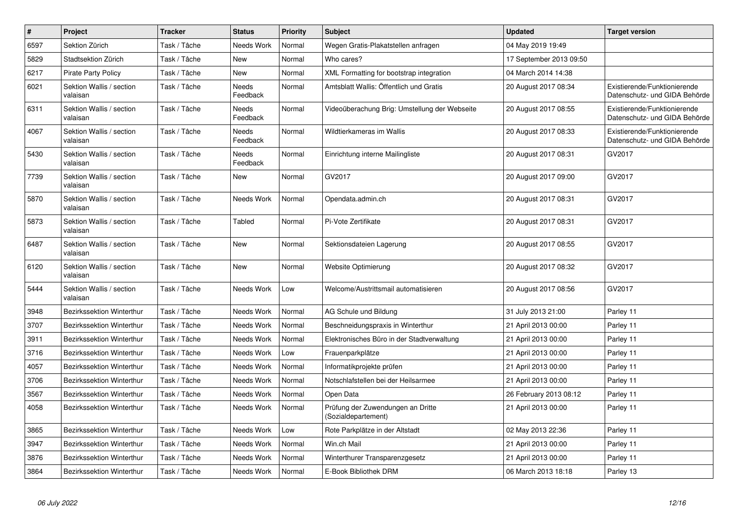| # | Project | Tracker | Status | Priority | Subject | Updated | Target version |
|---|---|---|---|---|---|---|---|
| 6597 | Sektion Zürich | Task / Tâche | Needs Work | Normal | Wegen Gratis-Plakatstellen anfragen | 04 May 2019 19:49 | |
| 5829 | Stadtsektion Zürich | Task / Tâche | New | Normal | Who cares? | 17 September 2013 09:50 | |
| 6217 | Pirate Party Policy | Task / Tâche | New | Normal | XML Formatting for bootstrap integration | 04 March 2014 14:38 | |
| 6021 | Sektion Wallis / section valaisan | Task / Tâche | Needs Feedback | Normal | Amtsblatt Wallis: Öffentlich und Gratis | 20 August 2017 08:34 | Existierende/Funktionierende Datenschutz- und GIDA Behörde |
| 6311 | Sektion Wallis / section valaisan | Task / Tâche | Needs Feedback | Normal | Videoüberachung Brig: Umstellung der Webseite | 20 August 2017 08:55 | Existierende/Funktionierende Datenschutz- und GIDA Behörde |
| 4067 | Sektion Wallis / section valaisan | Task / Tâche | Needs Feedback | Normal | Wildtierkameras im Wallis | 20 August 2017 08:33 | Existierende/Funktionierende Datenschutz- und GIDA Behörde |
| 5430 | Sektion Wallis / section valaisan | Task / Tâche | Needs Feedback | Normal | Einrichtung interne Mailingliste | 20 August 2017 08:31 | GV2017 |
| 7739 | Sektion Wallis / section valaisan | Task / Tâche | New | Normal | GV2017 | 20 August 2017 09:00 | GV2017 |
| 5870 | Sektion Wallis / section valaisan | Task / Tâche | Needs Work | Normal | Opendata.admin.ch | 20 August 2017 08:31 | GV2017 |
| 5873 | Sektion Wallis / section valaisan | Task / Tâche | Tabled | Normal | Pi-Vote Zertifikate | 20 August 2017 08:31 | GV2017 |
| 6487 | Sektion Wallis / section valaisan | Task / Tâche | New | Normal | Sektionsdateien Lagerung | 20 August 2017 08:55 | GV2017 |
| 6120 | Sektion Wallis / section valaisan | Task / Tâche | New | Normal | Website Optimierung | 20 August 2017 08:32 | GV2017 |
| 5444 | Sektion Wallis / section valaisan | Task / Tâche | Needs Work | Low | Welcome/Austrittsmail automatisieren | 20 August 2017 08:56 | GV2017 |
| 3948 | Bezirkssektion Winterthur | Task / Tâche | Needs Work | Normal | AG Schule und Bildung | 31 July 2013 21:00 | Parley 11 |
| 3707 | Bezirkssektion Winterthur | Task / Tâche | Needs Work | Normal | Beschneidungspraxis in Winterthur | 21 April 2013 00:00 | Parley 11 |
| 3911 | Bezirkssektion Winterthur | Task / Tâche | Needs Work | Normal | Elektronisches Büro in der Stadtverwaltung | 21 April 2013 00:00 | Parley 11 |
| 3716 | Bezirkssektion Winterthur | Task / Tâche | Needs Work | Low | Frauenparkplätze | 21 April 2013 00:00 | Parley 11 |
| 4057 | Bezirkssektion Winterthur | Task / Tâche | Needs Work | Normal | Informatikprojekte prüfen | 21 April 2013 00:00 | Parley 11 |
| 3706 | Bezirkssektion Winterthur | Task / Tâche | Needs Work | Normal | Notschlafstellen bei der Heilsarmee | 21 April 2013 00:00 | Parley 11 |
| 3567 | Bezirkssektion Winterthur | Task / Tâche | Needs Work | Normal | Open Data | 26 February 2013 08:12 | Parley 11 |
| 4058 | Bezirkssektion Winterthur | Task / Tâche | Needs Work | Normal | Prüfung der Zuwendungen an Dritte (Sozialdepartement) | 21 April 2013 00:00 | Parley 11 |
| 3865 | Bezirkssektion Winterthur | Task / Tâche | Needs Work | Low | Rote Parkplätze in der Altstadt | 02 May 2013 22:36 | Parley 11 |
| 3947 | Bezirkssektion Winterthur | Task / Tâche | Needs Work | Normal | Win.ch Mail | 21 April 2013 00:00 | Parley 11 |
| 3876 | Bezirkssektion Winterthur | Task / Tâche | Needs Work | Normal | Winterthurer Transparenzgesetz | 21 April 2013 00:00 | Parley 11 |
| 3864 | Bezirkssektion Winterthur | Task / Tâche | Needs Work | Normal | E-Book Bibliothek DRM | 06 March 2013 18:18 | Parley 13 |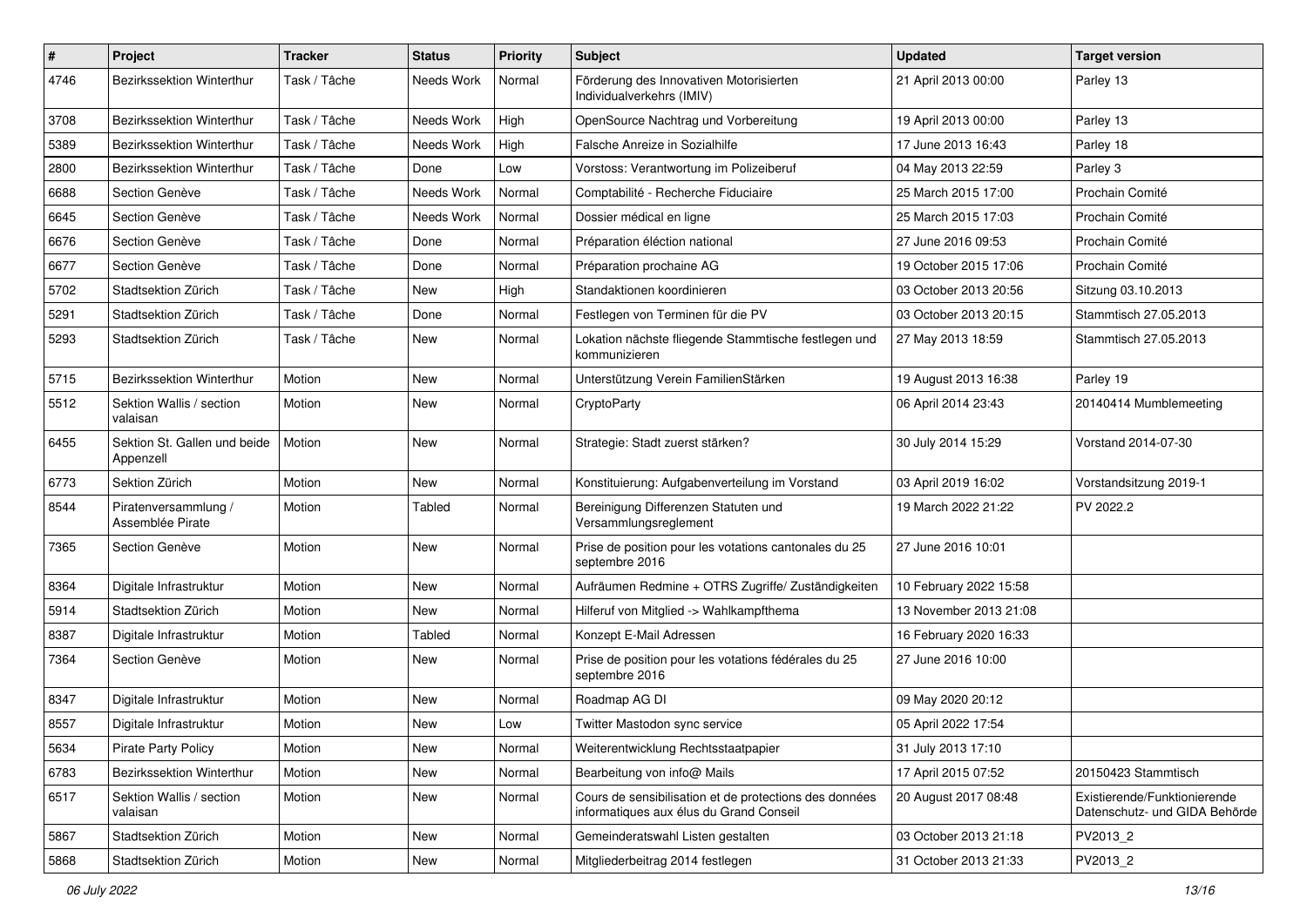| # | Project | Tracker | Status | Priority | Subject | Updated | Target version |
| --- | --- | --- | --- | --- | --- | --- | --- |
| 4746 | Bezirkssektion Winterthur | Task / Tâche | Needs Work | Normal | Förderung des Innovativen Motorisierten Individualverkehrs (IMIV) | 21 April 2013 00:00 | Parley 13 |
| 3708 | Bezirkssektion Winterthur | Task / Tâche | Needs Work | High | OpenSource Nachtrag und Vorbereitung | 19 April 2013 00:00 | Parley 13 |
| 5389 | Bezirkssektion Winterthur | Task / Tâche | Needs Work | High | Falsche Anreize in Sozialhilfe | 17 June 2013 16:43 | Parley 18 |
| 2800 | Bezirkssektion Winterthur | Task / Tâche | Done | Low | Vorstoss: Verantwortung im Polizeiberuf | 04 May 2013 22:59 | Parley 3 |
| 6688 | Section Genève | Task / Tâche | Needs Work | Normal | Comptabilité - Recherche Fiduciaire | 25 March 2015 17:00 | Prochain Comité |
| 6645 | Section Genève | Task / Tâche | Needs Work | Normal | Dossier médical en ligne | 25 March 2015 17:03 | Prochain Comité |
| 6676 | Section Genève | Task / Tâche | Done | Normal | Préparation éléction national | 27 June 2016 09:53 | Prochain Comité |
| 6677 | Section Genève | Task / Tâche | Done | Normal | Préparation prochaine AG | 19 October 2015 17:06 | Prochain Comité |
| 5702 | Stadtsektion Zürich | Task / Tâche | New | High | Standaktionen koordinieren | 03 October 2013 20:56 | Sitzung 03.10.2013 |
| 5291 | Stadtsektion Zürich | Task / Tâche | Done | Normal | Festlegen von Terminen für die PV | 03 October 2013 20:15 | Stammtisch 27.05.2013 |
| 5293 | Stadtsektion Zürich | Task / Tâche | New | Normal | Lokation nächste fliegende Stammtische festlegen und kommunizieren | 27 May 2013 18:59 | Stammtisch 27.05.2013 |
| 5715 | Bezirkssektion Winterthur | Motion | New | Normal | Unterstützung Verein FamilienStärken | 19 August 2013 16:38 | Parley 19 |
| 5512 | Sektion Wallis / section valaisan | Motion | New | Normal | CryptoParty | 06 April 2014 23:43 | 20140414 Mumblemeeting |
| 6455 | Sektion St. Gallen und beide Appenzell | Motion | New | Normal | Strategie: Stadt zuerst stärken? | 30 July 2014 15:29 | Vorstand 2014-07-30 |
| 6773 | Sektion Zürich | Motion | New | Normal | Konstituierung: Aufgabenverteilung im Vorstand | 03 April 2019 16:02 | Vorstandsitzung 2019-1 |
| 8544 | Piratenversammlung / Assemblée Pirate | Motion | Tabled | Normal | Bereinigung Differenzen Statuten und Versammlungsreglement | 19 March 2022 21:22 | PV 2022.2 |
| 7365 | Section Genève | Motion | New | Normal | Prise de position pour les votations cantonales du 25 septembre 2016 | 27 June 2016 10:01 | |
| 8364 | Digitale Infrastruktur | Motion | New | Normal | Aufräumen Redmine + OTRS Zugriffe/ Zuständigkeiten | 10 February 2022 15:58 | |
| 5914 | Stadtsektion Zürich | Motion | New | Normal | Hilferuf von Mitglied -> Wahlkampfthema | 13 November 2013 21:08 | |
| 8387 | Digitale Infrastruktur | Motion | Tabled | Normal | Konzept E-Mail Adressen | 16 February 2020 16:33 | |
| 7364 | Section Genève | Motion | New | Normal | Prise de position pour les votations fédérales du 25 septembre 2016 | 27 June 2016 10:00 | |
| 8347 | Digitale Infrastruktur | Motion | New | Normal | Roadmap AG DI | 09 May 2020 20:12 | |
| 8557 | Digitale Infrastruktur | Motion | New | Low | Twitter Mastodon sync service | 05 April 2022 17:54 | |
| 5634 | Pirate Party Policy | Motion | New | Normal | Weiterentwicklung Rechtsstaatpapier | 31 July 2013 17:10 | |
| 6783 | Bezirkssektion Winterthur | Motion | New | Normal | Bearbeitung von info@ Mails | 17 April 2015 07:52 | 20150423 Stammtisch |
| 6517 | Sektion Wallis / section valaisan | Motion | New | Normal | Cours de sensibilisation et de protections des données informatiques aux élus du Grand Conseil | 20 August 2017 08:48 | Existierende/Funktionierende Datenschutz- und GIDA Behörde |
| 5867 | Stadtsektion Zürich | Motion | New | Normal | Gemeinderatswahl Listen gestalten | 03 October 2013 21:18 | PV2013_2 |
| 5868 | Stadtsektion Zürich | Motion | New | Normal | Mitgliederbeitrag 2014 festlegen | 31 October 2013 21:33 | PV2013_2 |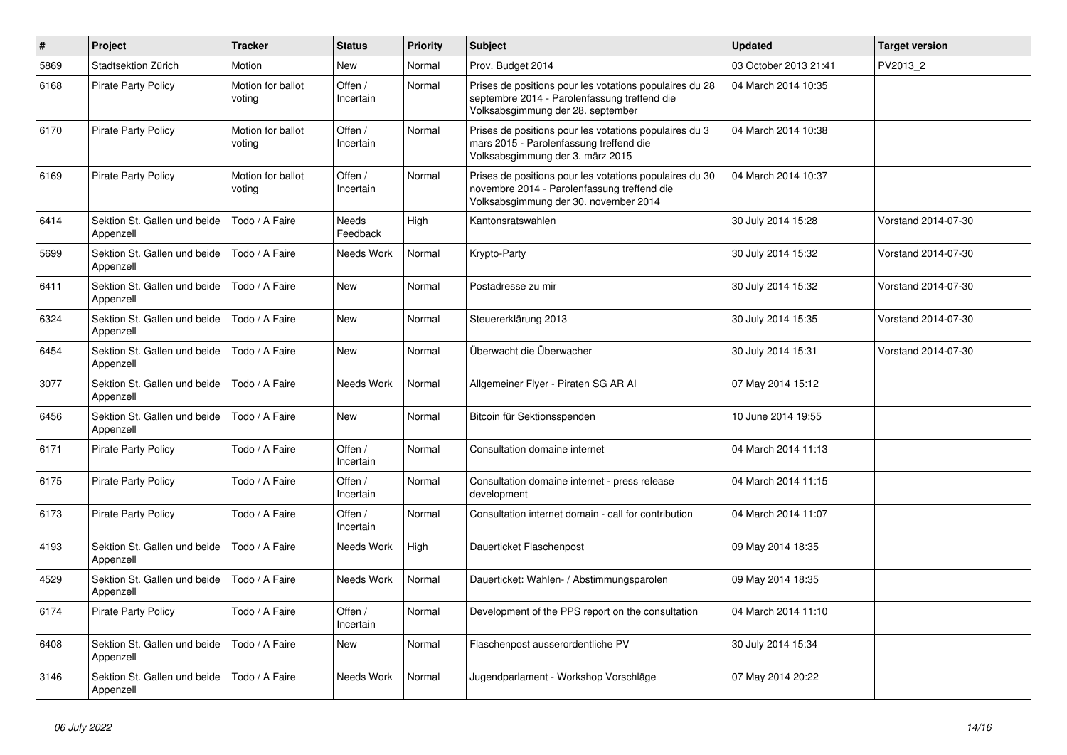| # | Project | Tracker | Status | Priority | Subject | Updated | Target version |
|---|---|---|---|---|---|---|---|
| 5869 | Stadtsektion Zürich | Motion | New | Normal | Prov. Budget 2014 | 03 October 2013 21:41 | PV2013_2 |
| 6168 | Pirate Party Policy | Motion for ballot voting | Offen / Incertain | Normal | Prises de positions pour les votations populaires du 28 septembre 2014 - Parolenfassung treffend die Volksabsgimmung der 28. september | 04 March 2014 10:35 | |
| 6170 | Pirate Party Policy | Motion for ballot voting | Offen / Incertain | Normal | Prises de positions pour les votations populaires du 3 mars 2015 - Parolenfassung treffend die Volksabsgimmung der 3. märz 2015 | 04 March 2014 10:38 | |
| 6169 | Pirate Party Policy | Motion for ballot voting | Offen / Incertain | Normal | Prises de positions pour les votations populaires du 30 novembre 2014 - Parolenfassung treffend die Volksabsgimmung der 30. november 2014 | 04 March 2014 10:37 | |
| 6414 | Sektion St. Gallen und beide Appenzell | Todo / A Faire | Needs Feedback | High | Kantonsratswahlen | 30 July 2014 15:28 | Vorstand 2014-07-30 |
| 5699 | Sektion St. Gallen und beide Appenzell | Todo / A Faire | Needs Work | Normal | Krypto-Party | 30 July 2014 15:32 | Vorstand 2014-07-30 |
| 6411 | Sektion St. Gallen und beide Appenzell | Todo / A Faire | New | Normal | Postadresse zu mir | 30 July 2014 15:32 | Vorstand 2014-07-30 |
| 6324 | Sektion St. Gallen und beide Appenzell | Todo / A Faire | New | Normal | Steuererklärung 2013 | 30 July 2014 15:35 | Vorstand 2014-07-30 |
| 6454 | Sektion St. Gallen und beide Appenzell | Todo / A Faire | New | Normal | Überwacht die Überwacher | 30 July 2014 15:31 | Vorstand 2014-07-30 |
| 3077 | Sektion St. Gallen und beide Appenzell | Todo / A Faire | Needs Work | Normal | Allgemeiner Flyer - Piraten SG AR AI | 07 May 2014 15:12 | |
| 6456 | Sektion St. Gallen und beide Appenzell | Todo / A Faire | New | Normal | Bitcoin für Sektionsspenden | 10 June 2014 19:55 | |
| 6171 | Pirate Party Policy | Todo / A Faire | Offen / Incertain | Normal | Consultation domaine internet | 04 March 2014 11:13 | |
| 6175 | Pirate Party Policy | Todo / A Faire | Offen / Incertain | Normal | Consultation domaine internet - press release development | 04 March 2014 11:15 | |
| 6173 | Pirate Party Policy | Todo / A Faire | Offen / Incertain | Normal | Consultation internet domain - call for contribution | 04 March 2014 11:07 | |
| 4193 | Sektion St. Gallen und beide Appenzell | Todo / A Faire | Needs Work | High | Dauerticket Flaschenpost | 09 May 2014 18:35 | |
| 4529 | Sektion St. Gallen und beide Appenzell | Todo / A Faire | Needs Work | Normal | Dauerticket: Wahlen- / Abstimmungsparolen | 09 May 2014 18:35 | |
| 6174 | Pirate Party Policy | Todo / A Faire | Offen / Incertain | Normal | Development of the PPS report on the consultation | 04 March 2014 11:10 | |
| 6408 | Sektion St. Gallen und beide Appenzell | Todo / A Faire | New | Normal | Flaschenpost ausserordentliche PV | 30 July 2014 15:34 | |
| 3146 | Sektion St. Gallen und beide Appenzell | Todo / A Faire | Needs Work | Normal | Jugendparlament - Workshop Vorschläge | 07 May 2014 20:22 | |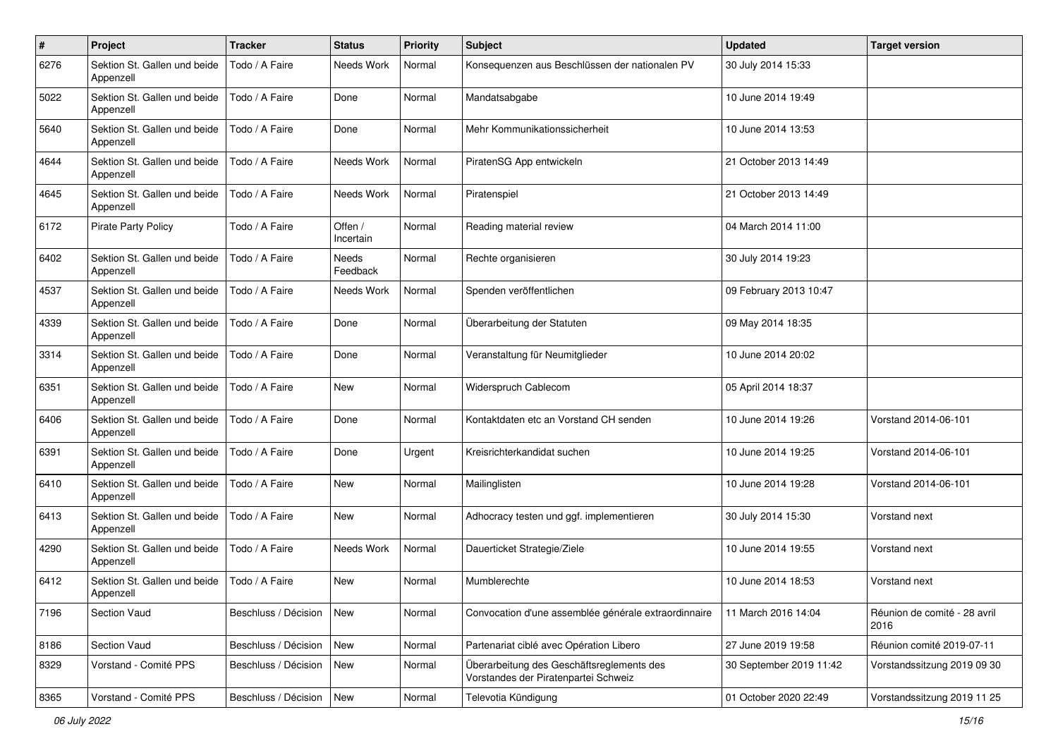| # | Project | Tracker | Status | Priority | Subject | Updated | Target version |
|---|---|---|---|---|---|---|---|
| 6276 | Sektion St. Gallen und beide Appenzell | Todo / A Faire | Needs Work | Normal | Konsequenzen aus Beschlüssen der nationalen PV | 30 July 2014 15:33 | |
| 5022 | Sektion St. Gallen und beide Appenzell | Todo / A Faire | Done | Normal | Mandatsabgabe | 10 June 2014 19:49 | |
| 5640 | Sektion St. Gallen und beide Appenzell | Todo / A Faire | Done | Normal | Mehr Kommunikationssicherheit | 10 June 2014 13:53 | |
| 4644 | Sektion St. Gallen und beide Appenzell | Todo / A Faire | Needs Work | Normal | PiratenSG App entwickeln | 21 October 2013 14:49 | |
| 4645 | Sektion St. Gallen und beide Appenzell | Todo / A Faire | Needs Work | Normal | Piratenspiel | 21 October 2013 14:49 | |
| 6172 | Pirate Party Policy | Todo / A Faire | Offen / Incertain | Normal | Reading material review | 04 March 2014 11:00 | |
| 6402 | Sektion St. Gallen und beide Appenzell | Todo / A Faire | Needs Feedback | Normal | Rechte organisieren | 30 July 2014 19:23 | |
| 4537 | Sektion St. Gallen und beide Appenzell | Todo / A Faire | Needs Work | Normal | Spenden veröffentlichen | 09 February 2013 10:47 | |
| 4339 | Sektion St. Gallen und beide Appenzell | Todo / A Faire | Done | Normal | Überarbeitung der Statuten | 09 May 2014 18:35 | |
| 3314 | Sektion St. Gallen und beide Appenzell | Todo / A Faire | Done | Normal | Veranstaltung für Neumitglieder | 10 June 2014 20:02 | |
| 6351 | Sektion St. Gallen und beide Appenzell | Todo / A Faire | New | Normal | Widerspruch Cablecom | 05 April 2014 18:37 | |
| 6406 | Sektion St. Gallen und beide Appenzell | Todo / A Faire | Done | Normal | Kontaktdaten etc an Vorstand CH senden | 10 June 2014 19:26 | Vorstand 2014-06-101 |
| 6391 | Sektion St. Gallen und beide Appenzell | Todo / A Faire | Done | Urgent | Kreisrichterkandidat suchen | 10 June 2014 19:25 | Vorstand 2014-06-101 |
| 6410 | Sektion St. Gallen und beide Appenzell | Todo / A Faire | New | Normal | Mailinglisten | 10 June 2014 19:28 | Vorstand 2014-06-101 |
| 6413 | Sektion St. Gallen und beide Appenzell | Todo / A Faire | New | Normal | Adhocracy testen und ggf. implementieren | 30 July 2014 15:30 | Vorstand next |
| 4290 | Sektion St. Gallen und beide Appenzell | Todo / A Faire | Needs Work | Normal | Dauerticket Strategie/Ziele | 10 June 2014 19:55 | Vorstand next |
| 6412 | Sektion St. Gallen und beide Appenzell | Todo / A Faire | New | Normal | Mumblerechte | 10 June 2014 18:53 | Vorstand next |
| 7196 | Section Vaud | Beschluss / Décision | New | Normal | Convocation d'une assemblée générale extraordinnaire | 11 March 2016 14:04 | Réunion de comité - 28 avril 2016 |
| 8186 | Section Vaud | Beschluss / Décision | New | Normal | Partenariat ciblé avec Opération Libero | 27 June 2019 19:58 | Réunion comité 2019-07-11 |
| 8329 | Vorstand - Comité PPS | Beschluss / Décision | New | Normal | Überarbeitung des Geschäftsreglements des Vorstandes der Piratenpartei Schweiz | 30 September 2019 11:42 | Vorstandssitzung 2019 09 30 |
| 8365 | Vorstand - Comité PPS | Beschluss / Décision | New | Normal | Televotia Kündigung | 01 October 2020 22:49 | Vorstandssitzung 2019 11 25 |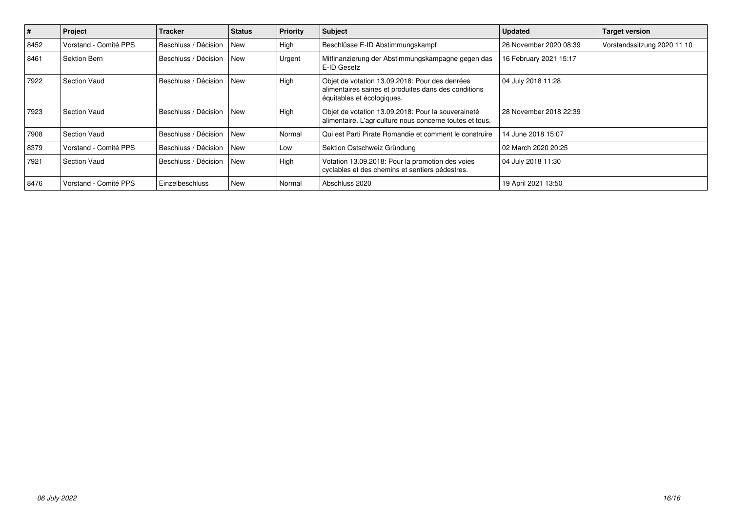| # | Project | Tracker | Status | Priority | Subject | Updated | Target version |
|---|---|---|---|---|---|---|---|
| 8452 | Vorstand - Comité PPS | Beschluss / Décision | New | High | Beschlüsse E-ID Abstimmungskampf | 26 November 2020 08:39 | Vorstandssitzung 2020 11 10 |
| 8461 | Sektion Bern | Beschluss / Décision | New | Urgent | Mitfinanzierung der Abstimmungskampagne gegen das E-ID Gesetz | 16 February 2021 15:17 | |
| 7922 | Section Vaud | Beschluss / Décision | New | High | Objet de votation 13.09.2018: Pour des denrées alimentaires saines et produites dans des conditions équitables et écologiques. | 04 July 2018 11:28 | |
| 7923 | Section Vaud | Beschluss / Décision | New | High | Objet de votation 13.09.2018: Pour la souveraineté alimentaire. L'agriculture nous concerne toutes et tous. | 28 November 2018 22:39 | |
| 7908 | Section Vaud | Beschluss / Décision | New | Normal | Qui est Parti Pirate Romandie et comment le construire | 14 June 2018 15:07 | |
| 8379 | Vorstand - Comité PPS | Beschluss / Décision | New | Low | Sektion Ostschweiz Gründung | 02 March 2020 20:25 | |
| 7921 | Section Vaud | Beschluss / Décision | New | High | Votation 13.09.2018: Pour la promotion des voies cyclables et des chemins et sentiers pédestres. | 04 July 2018 11:30 | |
| 8476 | Vorstand - Comité PPS | Einzelbeschluss | New | Normal | Abschluss 2020 | 19 April 2021 13:50 | |